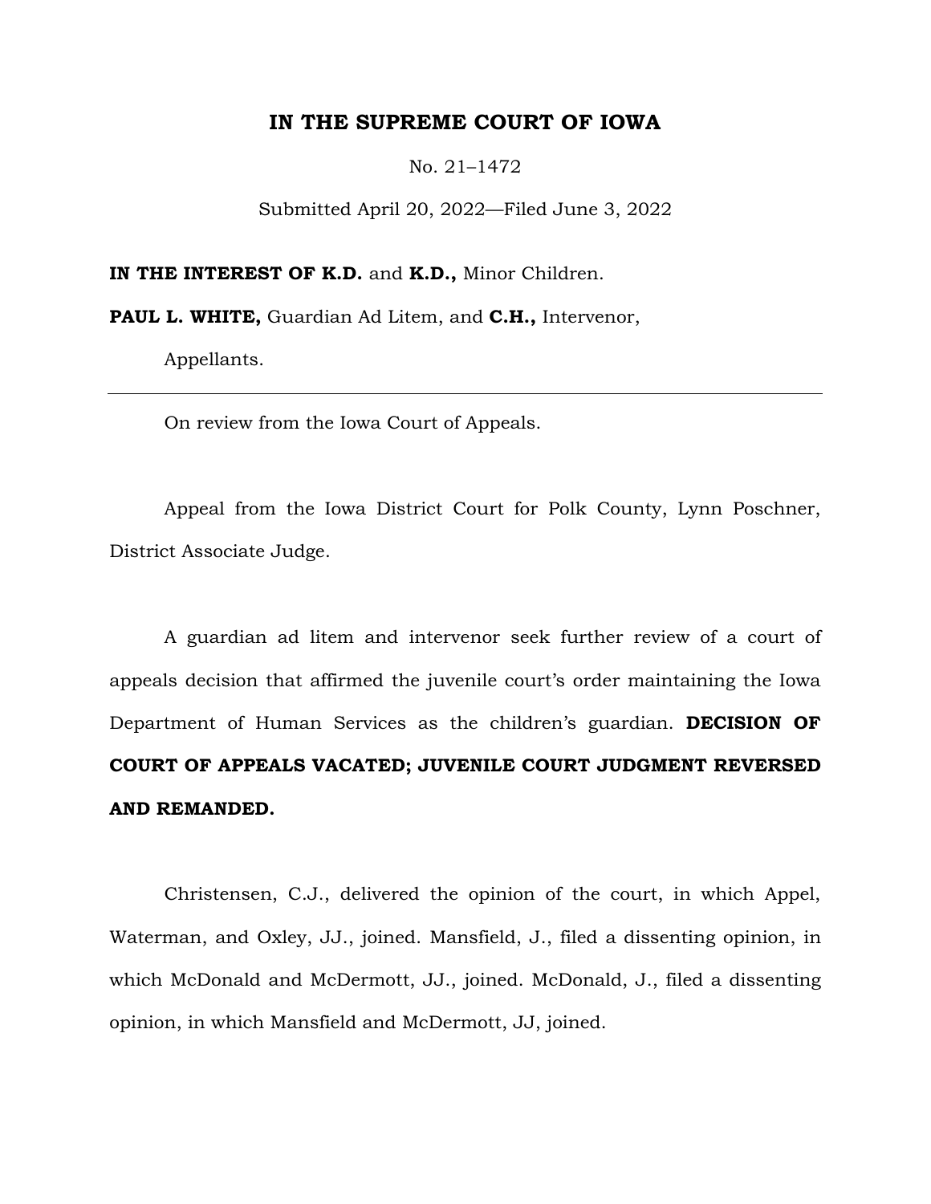# IN THE SUPREME COURT OF IOWA

No. 21–1472

Submitted April 20, 2022—Filed June 3, 2022

**IN THE INTEREST OF K.D.** and **K.D.,** Minor Children.

**PAUL L. WHITE,** Guardian Ad Litem, and **C.H.,** Intervenor,

Appellants.

---

On review from the Iowa Court of Appeals.

Appeal from the Iowa District Court for Polk County, Lynn Poschner, District Associate Judge.

A guardian ad litem and intervenor seek further review of a court of appeals decision that affirmed the juvenile court's order maintaining the Iowa Department of Human Services as the children's guardian. **DECISION OF COURT OF APPEALS VACATED; JUVENILE COURT JUDGMENT REVERSED AND REMANDED.**

Christensen, C.J., delivered the opinion of the court, in which Appel, Waterman, and Oxley, JJ., joined. Mansfield, J., filed a dissenting opinion, in which McDonald and McDermott, JJ., joined. McDonald, J., filed a dissenting opinion, in which Mansfield and McDermott, JJ, joined.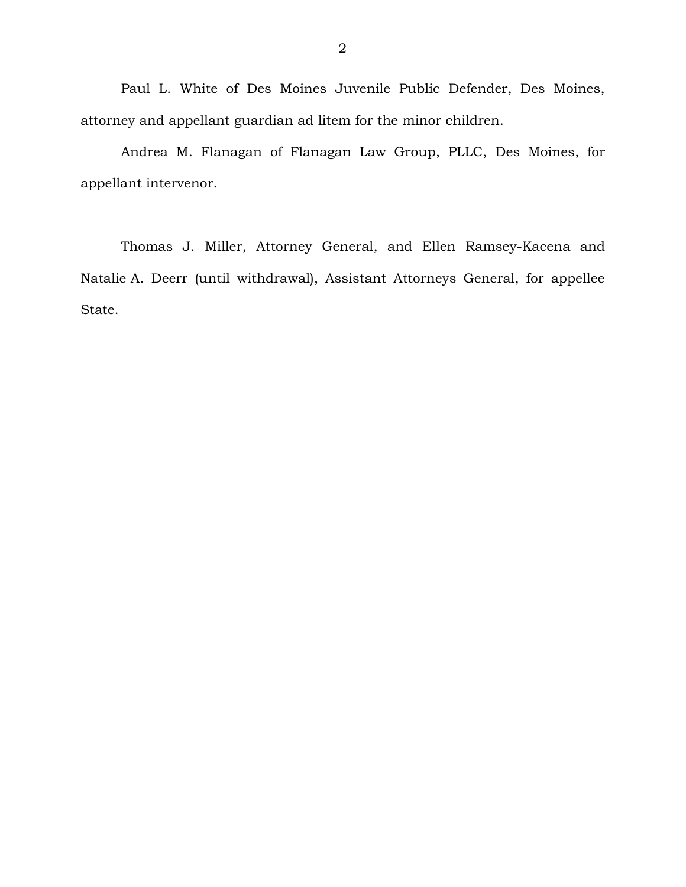Paul L. White of Des Moines Juvenile Public Defender, Des Moines, attorney and appellant guardian ad litem for the minor children.

Andrea M. Flanagan of Flanagan Law Group, PLLC, Des Moines, for appellant intervenor.

Thomas J. Miller, Attorney General, and Ellen Ramsey-Kacena and Natalie A. Deerr (until withdrawal), Assistant Attorneys General, for appellee State.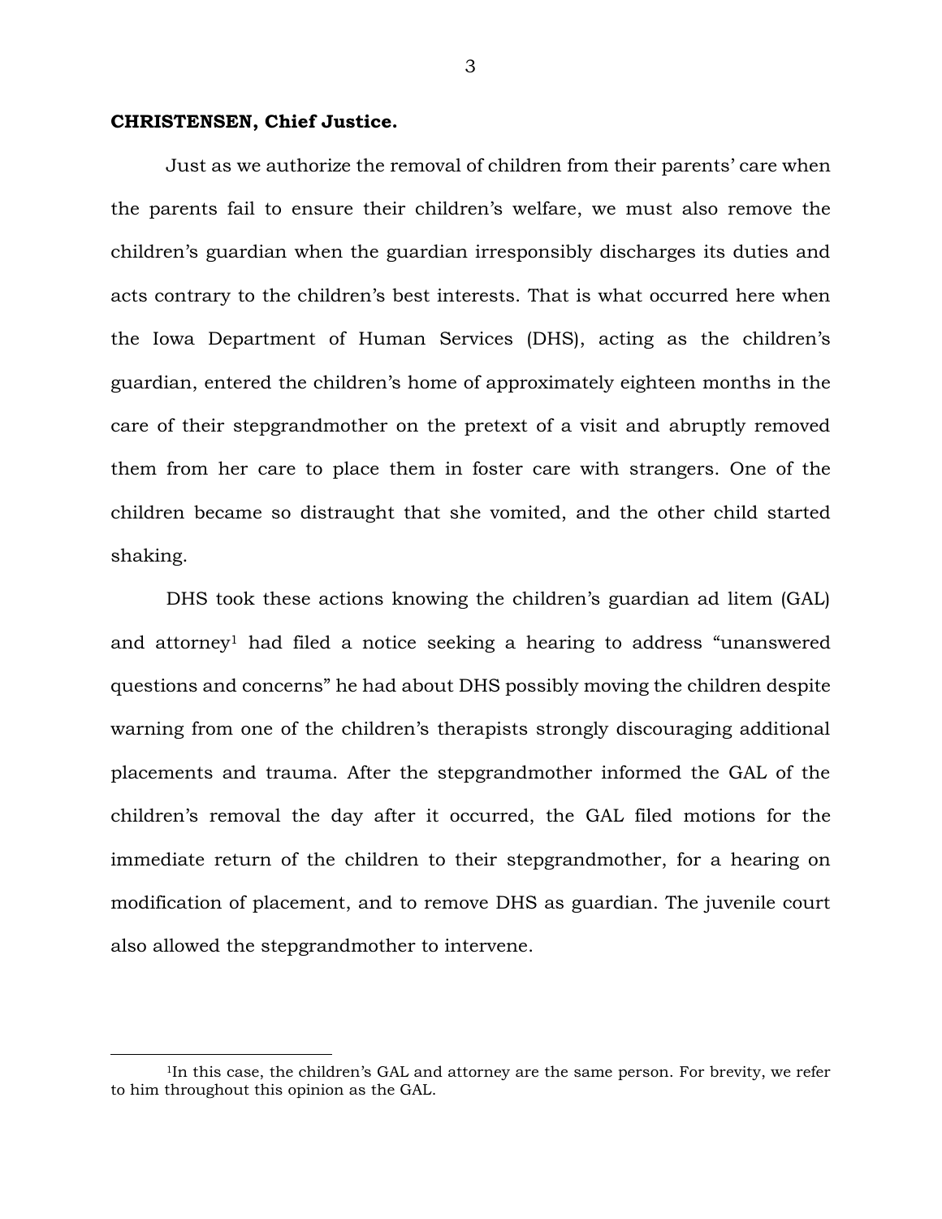**CHRISTENSEN, Chief Justice.**

Just as we authorize the removal of children from their parents' care when the parents fail to ensure their children's welfare, we must also remove the children's guardian when the guardian irresponsibly discharges its duties and acts contrary to the children's best interests. That is what occurred here when the Iowa Department of Human Services (DHS), acting as the children's guardian, entered the children's home of approximately eighteen months in the care of their stepgrandmother on the pretext of a visit and abruptly removed them from her care to place them in foster care with strangers. One of the children became so distraught that she vomited, and the other child started shaking.

DHS took these actions knowing the children's guardian ad litem (GAL) and attorney[1] had filed a notice seeking a hearing to address "unanswered questions and concerns" he had about DHS possibly moving the children despite warning from one of the children's therapists strongly discouraging additional placements and trauma. After the stepgrandmother informed the GAL of the children's removal the day after it occurred, the GAL filed motions for the immediate return of the children to their stepgrandmother, for a hearing on modification of placement, and to remove DHS as guardian. The juvenile court also allowed the stepgrandmother to intervene.

---

[1]In this case, the children's GAL and attorney are the same person. For brevity, we refer to him throughout this opinion as the GAL.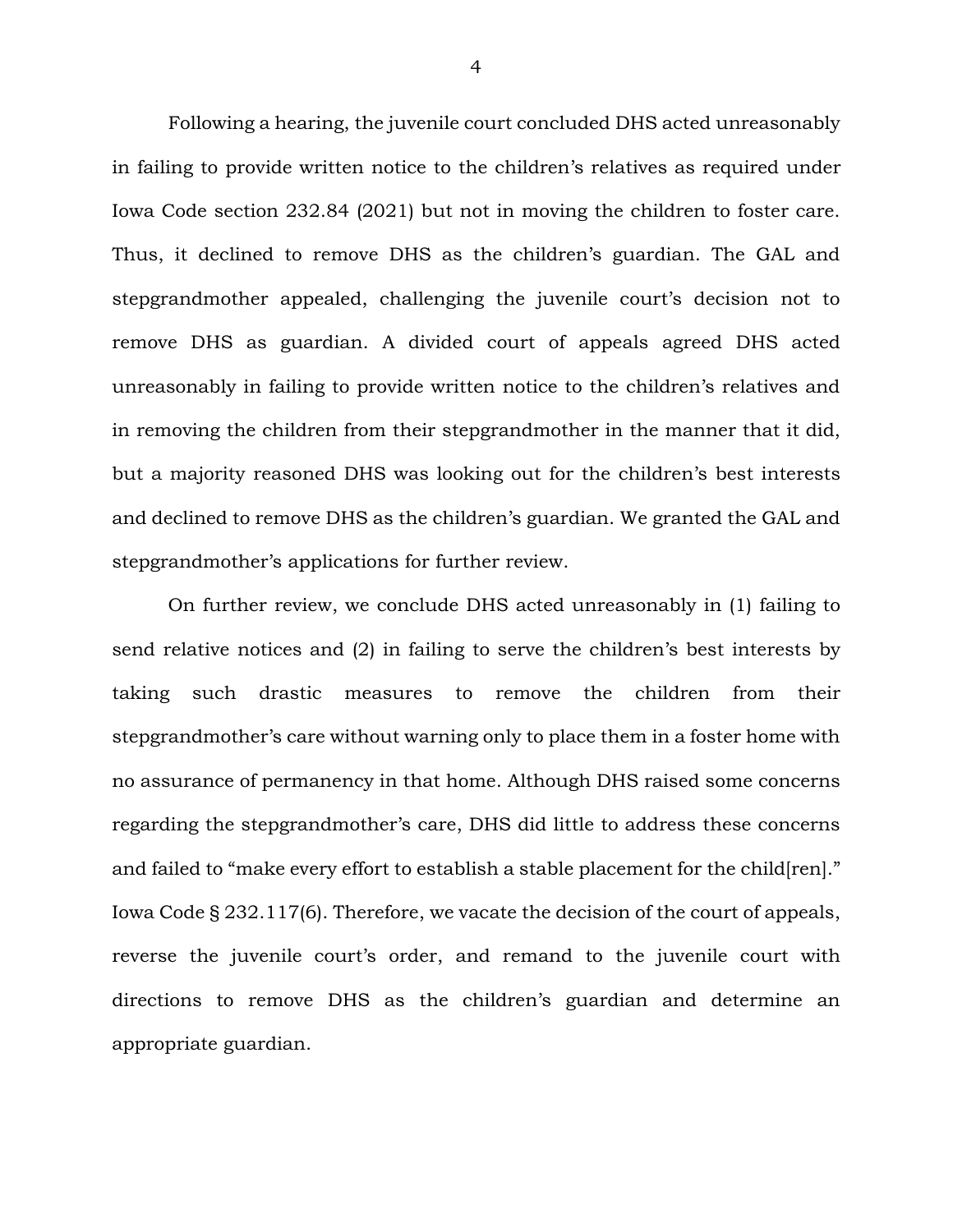Following a hearing, the juvenile court concluded DHS acted unreasonably in failing to provide written notice to the children's relatives as required under Iowa Code section 232.84 (2021) but not in moving the children to foster care. Thus, it declined to remove DHS as the children's guardian. The GAL and stepgrandmother appealed, challenging the juvenile court's decision not to remove DHS as guardian. A divided court of appeals agreed DHS acted unreasonably in failing to provide written notice to the children's relatives and in removing the children from their stepgrandmother in the manner that it did, but a majority reasoned DHS was looking out for the children's best interests and declined to remove DHS as the children's guardian. We granted the GAL and stepgrandmother's applications for further review.

On further review, we conclude DHS acted unreasonably in (1) failing to send relative notices and (2) in failing to serve the children's best interests by taking such drastic measures to remove the children from their stepgrandmother's care without warning only to place them in a foster home with no assurance of permanency in that home. Although DHS raised some concerns regarding the stepgrandmother's care, DHS did little to address these concerns and failed to "make every effort to establish a stable placement for the child[ren]." Iowa Code § 232.117(6). Therefore, we vacate the decision of the court of appeals, reverse the juvenile court's order, and remand to the juvenile court with directions to remove DHS as the children's guardian and determine an appropriate guardian.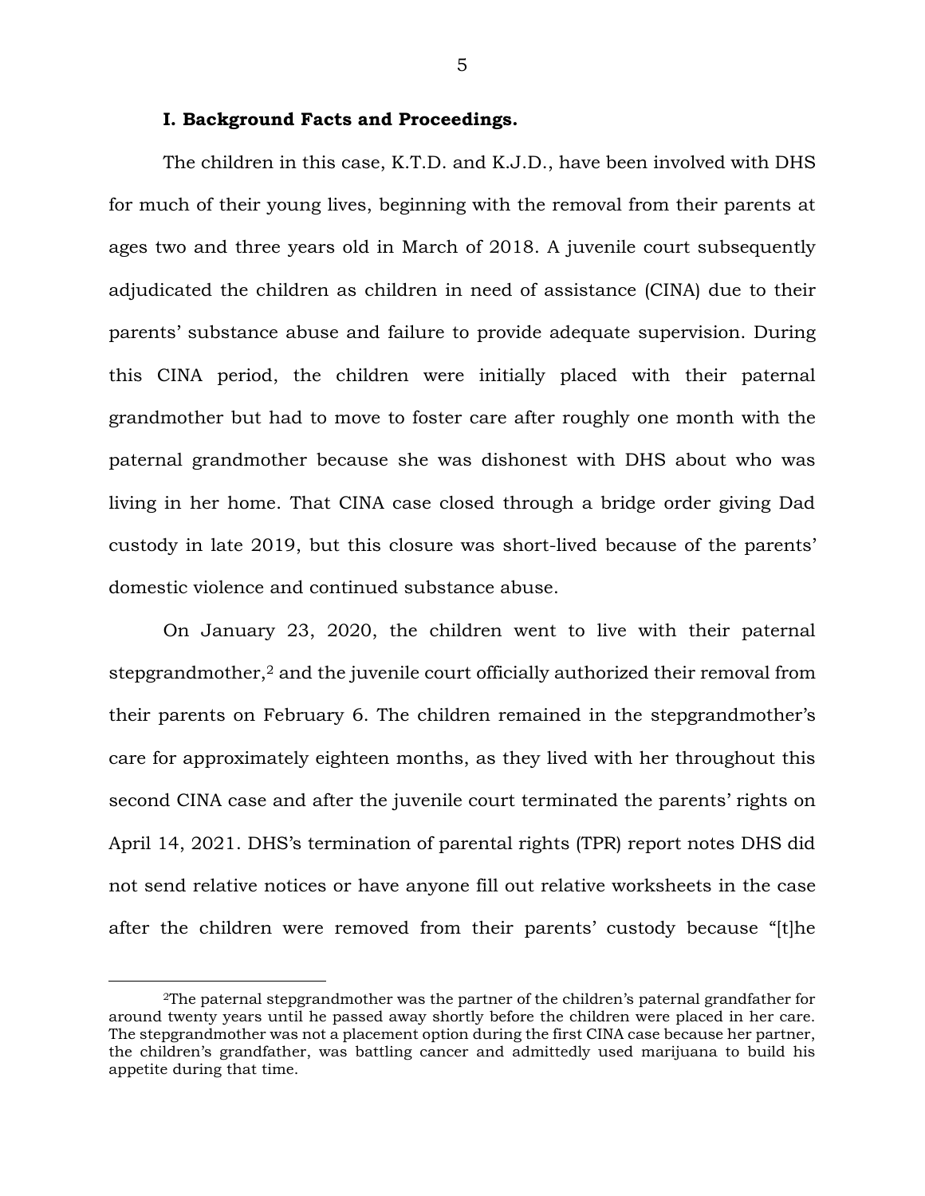### I. Background Facts and Proceedings.

The children in this case, K.T.D. and K.J.D., have been involved with DHS for much of their young lives, beginning with the removal from their parents at ages two and three years old in March of 2018. A juvenile court subsequently adjudicated the children as children in need of assistance (CINA) due to their parents' substance abuse and failure to provide adequate supervision. During this CINA period, the children were initially placed with their paternal grandmother but had to move to foster care after roughly one month with the paternal grandmother because she was dishonest with DHS about who was living in her home. That CINA case closed through a bridge order giving Dad custody in late 2019, but this closure was short-lived because of the parents' domestic violence and continued substance abuse.

On January 23, 2020, the children went to live with their paternal stepgrandmother,[2] and the juvenile court officially authorized their removal from their parents on February 6. The children remained in the stepgrandmother's care for approximately eighteen months, as they lived with her throughout this second CINA case and after the juvenile court terminated the parents' rights on April 14, 2021. DHS's termination of parental rights (TPR) report notes DHS did not send relative notices or have anyone fill out relative worksheets in the case after the children were removed from their parents' custody because "[t]he

[2]The paternal stepgrandmother was the partner of the children's paternal grandfather for around twenty years until he passed away shortly before the children were placed in her care. The stepgrandmother was not a placement option during the first CINA case because her partner, the children's grandfather, was battling cancer and admittedly used marijuana to build his appetite during that time.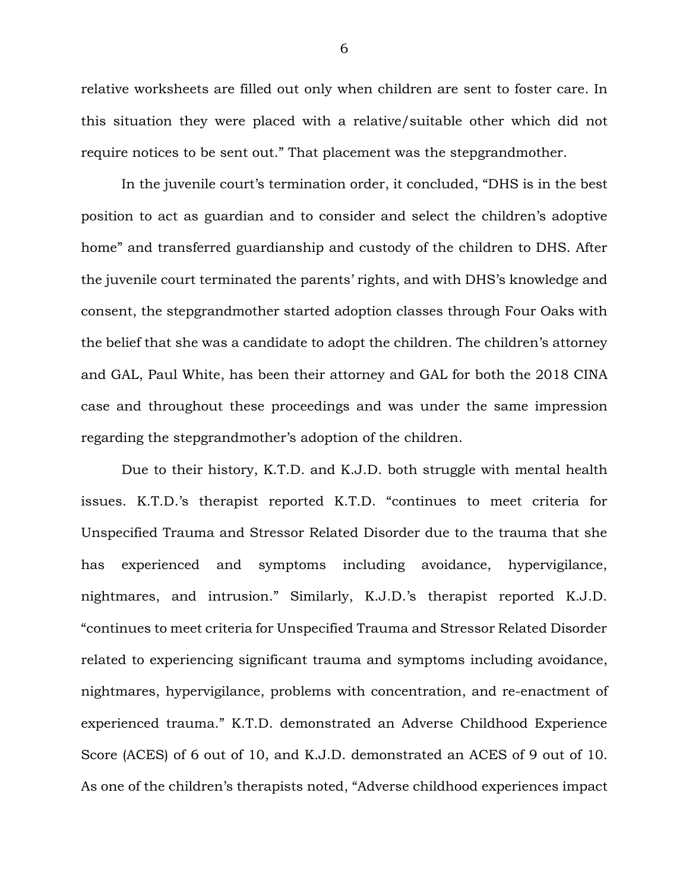relative worksheets are filled out only when children are sent to foster care. In this situation they were placed with a relative/suitable other which did not require notices to be sent out." That placement was the stepgrandmother.

In the juvenile court's termination order, it concluded, "DHS is in the best position to act as guardian and to consider and select the children's adoptive home" and transferred guardianship and custody of the children to DHS. After the juvenile court terminated the parents' rights, and with DHS's knowledge and consent, the stepgrandmother started adoption classes through Four Oaks with the belief that she was a candidate to adopt the children. The children's attorney and GAL, Paul White, has been their attorney and GAL for both the 2018 CINA case and throughout these proceedings and was under the same impression regarding the stepgrandmother's adoption of the children.

Due to their history, K.T.D. and K.J.D. both struggle with mental health issues. K.T.D.'s therapist reported K.T.D. "continues to meet criteria for Unspecified Trauma and Stressor Related Disorder due to the trauma that she has experienced and symptoms including avoidance, hypervigilance, nightmares, and intrusion." Similarly, K.J.D.'s therapist reported K.J.D. "continues to meet criteria for Unspecified Trauma and Stressor Related Disorder related to experiencing significant trauma and symptoms including avoidance, nightmares, hypervigilance, problems with concentration, and re-enactment of experienced trauma." K.T.D. demonstrated an Adverse Childhood Experience Score (ACES) of 6 out of 10, and K.J.D. demonstrated an ACES of 9 out of 10. As one of the children's therapists noted, "Adverse childhood experiences impact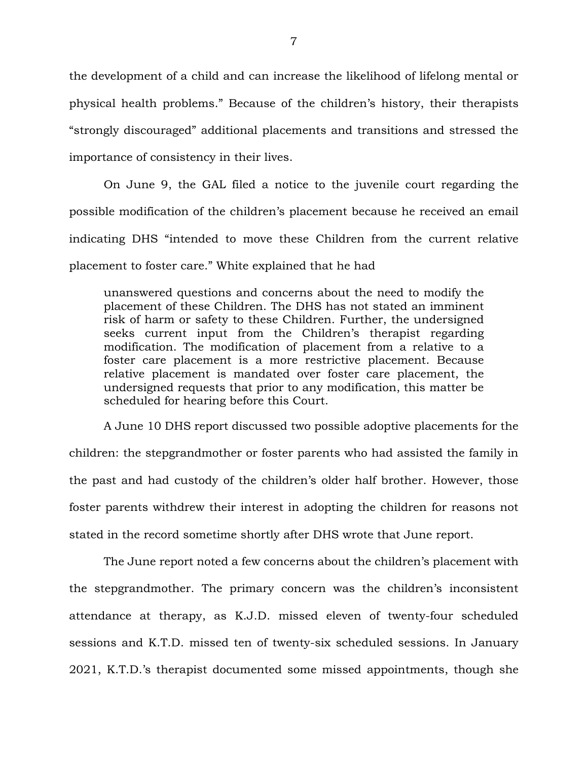the development of a child and can increase the likelihood of lifelong mental or physical health problems." Because of the children's history, their therapists "strongly discouraged" additional placements and transitions and stressed the importance of consistency in their lives.

On June 9, the GAL filed a notice to the juvenile court regarding the possible modification of the children's placement because he received an email indicating DHS "intended to move these Children from the current relative placement to foster care." White explained that he had

> unanswered questions and concerns about the need to modify the placement of these Children. The DHS has not stated an imminent risk of harm or safety to these Children. Further, the undersigned seeks current input from the Children's therapist regarding modification. The modification of placement from a relative to a foster care placement is a more restrictive placement. Because relative placement is mandated over foster care placement, the undersigned requests that prior to any modification, this matter be scheduled for hearing before this Court.

A June 10 DHS report discussed two possible adoptive placements for the children: the stepgrandmother or foster parents who had assisted the family in the past and had custody of the children's older half brother. However, those foster parents withdrew their interest in adopting the children for reasons not stated in the record sometime shortly after DHS wrote that June report.

The June report noted a few concerns about the children's placement with the stepgrandmother. The primary concern was the children's inconsistent attendance at therapy, as K.J.D. missed eleven of twenty-four scheduled sessions and K.T.D. missed ten of twenty-six scheduled sessions. In January 2021, K.T.D.'s therapist documented some missed appointments, though she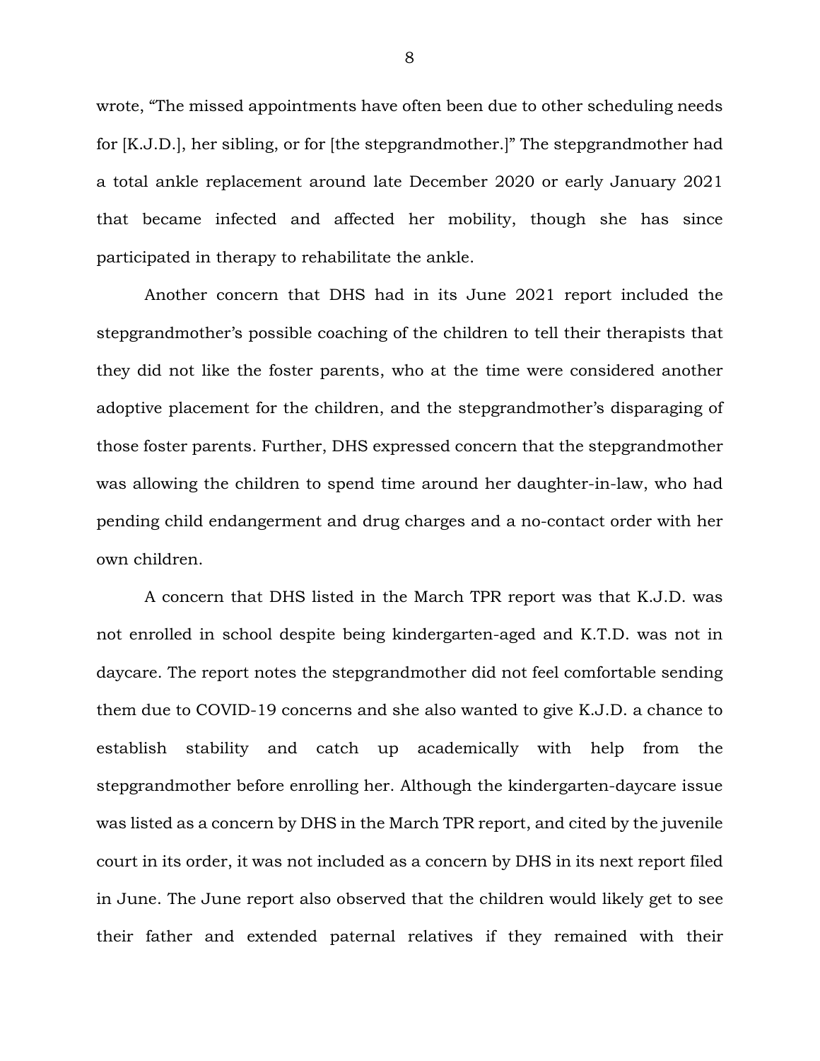wrote, "The missed appointments have often been due to other scheduling needs for [K.J.D.], her sibling, or for [the stepgrandmother.]" The stepgrandmother had a total ankle replacement around late December 2020 or early January 2021 that became infected and affected her mobility, though she has since participated in therapy to rehabilitate the ankle.

Another concern that DHS had in its June 2021 report included the stepgrandmother's possible coaching of the children to tell their therapists that they did not like the foster parents, who at the time were considered another adoptive placement for the children, and the stepgrandmother's disparaging of those foster parents. Further, DHS expressed concern that the stepgrandmother was allowing the children to spend time around her daughter-in-law, who had pending child endangerment and drug charges and a no-contact order with her own children.

A concern that DHS listed in the March TPR report was that K.J.D. was not enrolled in school despite being kindergarten-aged and K.T.D. was not in daycare. The report notes the stepgrandmother did not feel comfortable sending them due to COVID-19 concerns and she also wanted to give K.J.D. a chance to establish stability and catch up academically with help from the stepgrandmother before enrolling her. Although the kindergarten-daycare issue was listed as a concern by DHS in the March TPR report, and cited by the juvenile court in its order, it was not included as a concern by DHS in its next report filed in June. The June report also observed that the children would likely get to see their father and extended paternal relatives if they remained with their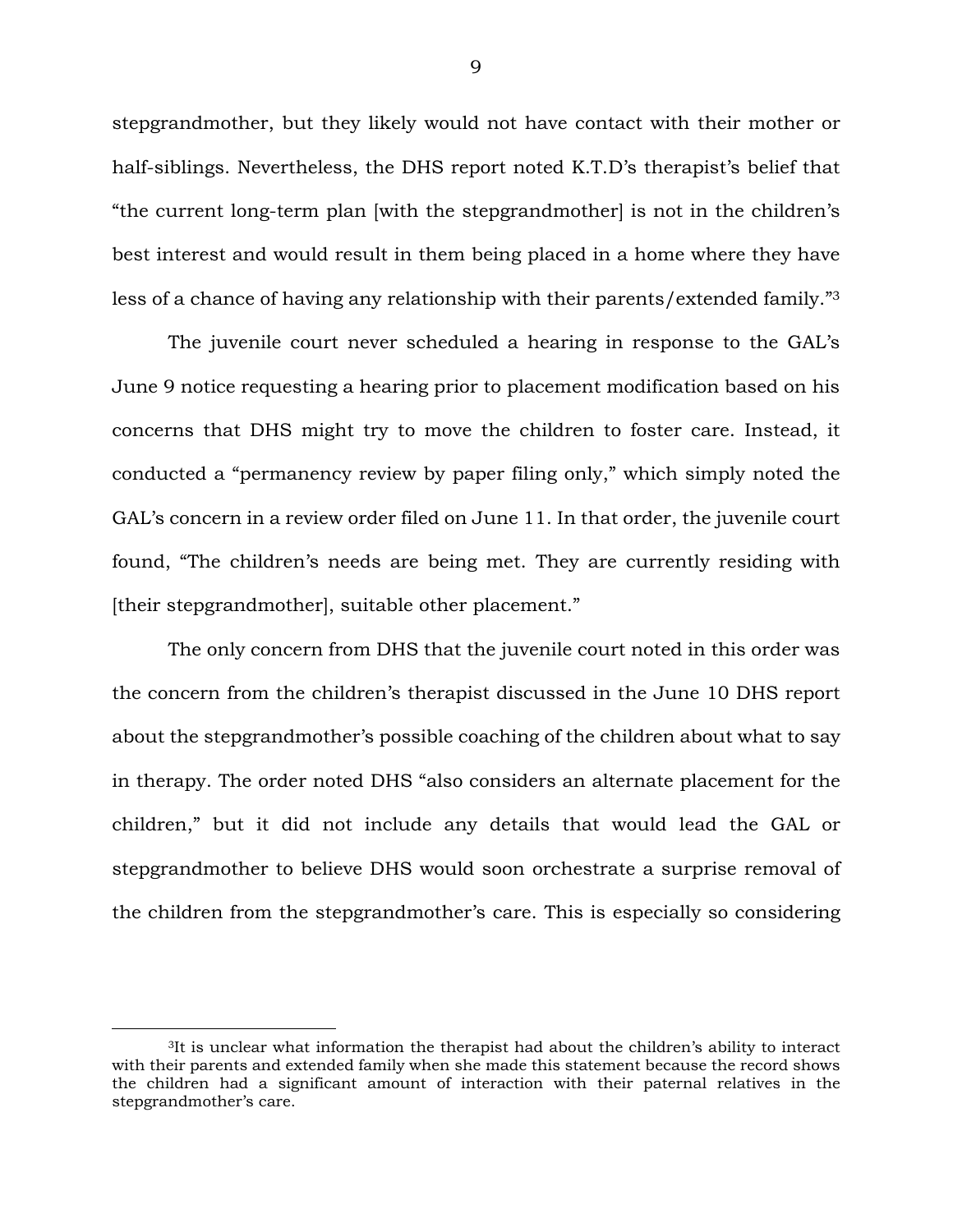stepgrandmother, but they likely would not have contact with their mother or half-siblings. Nevertheless, the DHS report noted K.T.D's therapist's belief that "the current long-term plan [with the stepgrandmother] is not in the children's best interest and would result in them being placed in a home where they have less of a chance of having any relationship with their parents/extended family."[3]

The juvenile court never scheduled a hearing in response to the GAL's June 9 notice requesting a hearing prior to placement modification based on his concerns that DHS might try to move the children to foster care. Instead, it conducted a "permanency review by paper filing only," which simply noted the GAL's concern in a review order filed on June 11. In that order, the juvenile court found, "The children's needs are being met. They are currently residing with [their stepgrandmother], suitable other placement."

The only concern from DHS that the juvenile court noted in this order was the concern from the children's therapist discussed in the June 10 DHS report about the stepgrandmother's possible coaching of the children about what to say in therapy. The order noted DHS "also considers an alternate placement for the children," but it did not include any details that would lead the GAL or stepgrandmother to believe DHS would soon orchestrate a surprise removal of the children from the stepgrandmother's care. This is especially so considering

---

[3]It is unclear what information the therapist had about the children's ability to interact with their parents and extended family when she made this statement because the record shows the children had a significant amount of interaction with their paternal relatives in the stepgrandmother's care.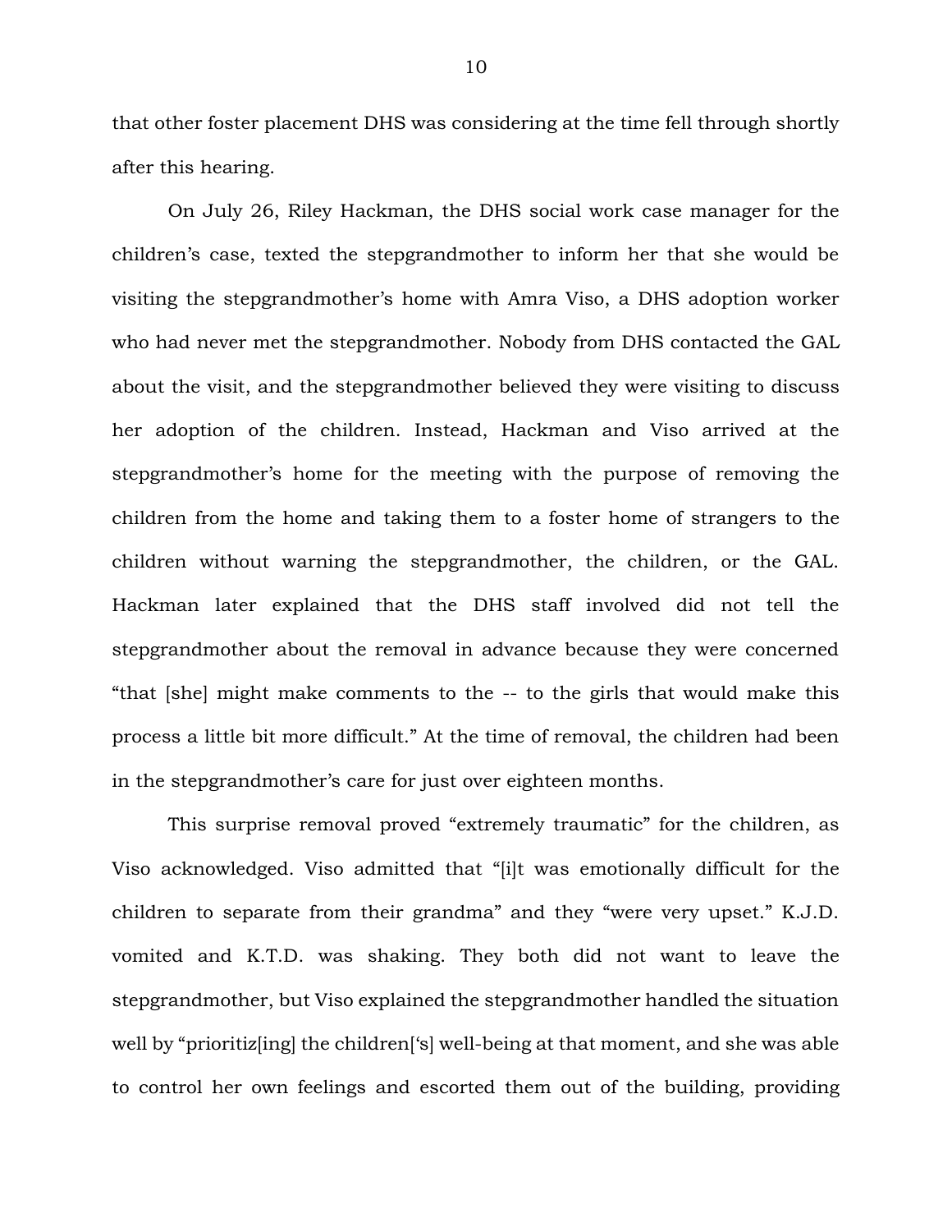that other foster placement DHS was considering at the time fell through shortly after this hearing.

On July 26, Riley Hackman, the DHS social work case manager for the children's case, texted the stepgrandmother to inform her that she would be visiting the stepgrandmother's home with Amra Viso, a DHS adoption worker who had never met the stepgrandmother. Nobody from DHS contacted the GAL about the visit, and the stepgrandmother believed they were visiting to discuss her adoption of the children. Instead, Hackman and Viso arrived at the stepgrandmother's home for the meeting with the purpose of removing the children from the home and taking them to a foster home of strangers to the children without warning the stepgrandmother, the children, or the GAL. Hackman later explained that the DHS staff involved did not tell the stepgrandmother about the removal in advance because they were concerned "that [she] might make comments to the -- to the girls that would make this process a little bit more difficult." At the time of removal, the children had been in the stepgrandmother's care for just over eighteen months.

This surprise removal proved "extremely traumatic" for the children, as Viso acknowledged. Viso admitted that "[i]t was emotionally difficult for the children to separate from their grandma" and they "were very upset." K.J.D. vomited and K.T.D. was shaking. They both did not want to leave the stepgrandmother, but Viso explained the stepgrandmother handled the situation well by "prioritiz[ing] the children['s] well-being at that moment, and she was able to control her own feelings and escorted them out of the building, providing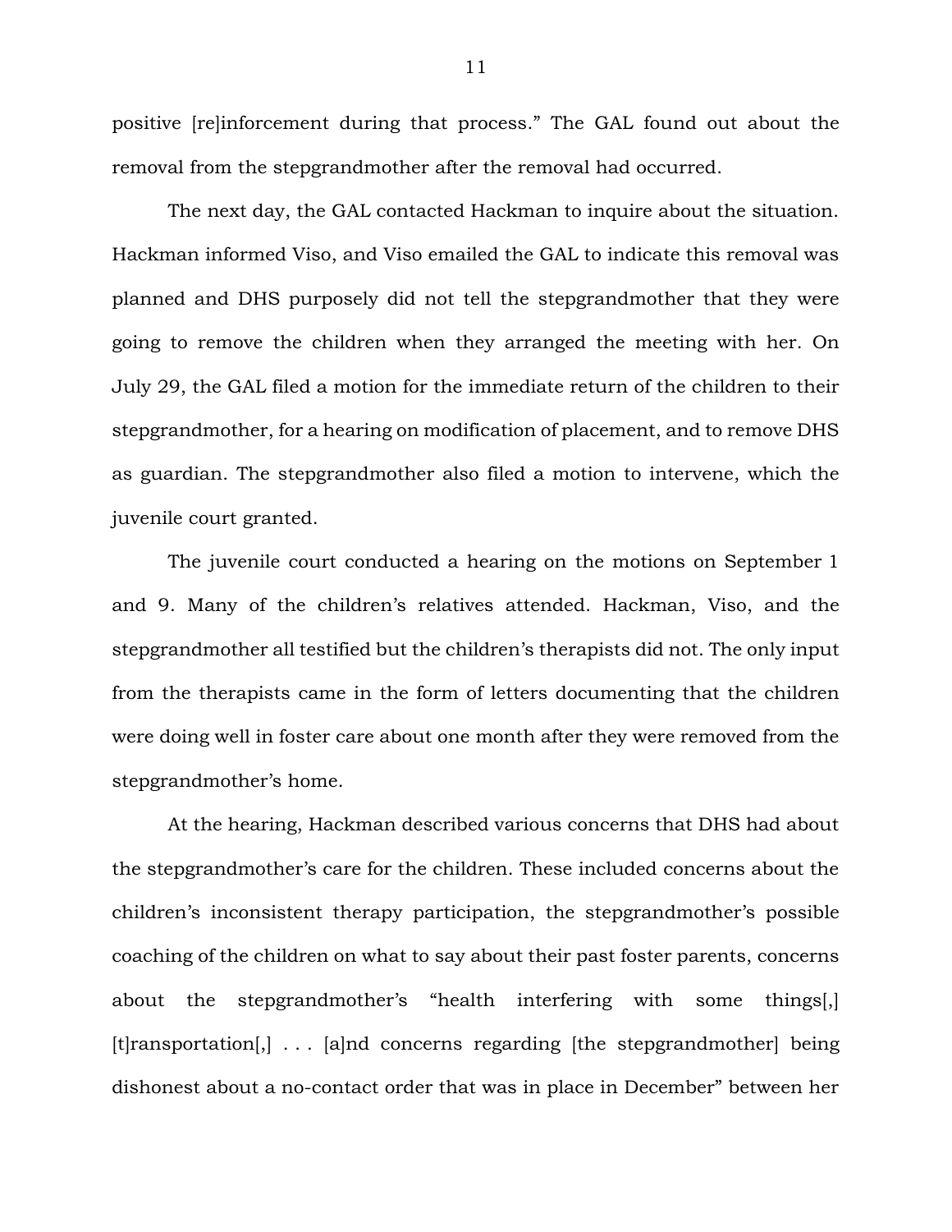positive [re]inforcement during that process." The GAL found out about the removal from the stepgrandmother after the removal had occurred.

The next day, the GAL contacted Hackman to inquire about the situation. Hackman informed Viso, and Viso emailed the GAL to indicate this removal was planned and DHS purposely did not tell the stepgrandmother that they were going to remove the children when they arranged the meeting with her. On July 29, the GAL filed a motion for the immediate return of the children to their stepgrandmother, for a hearing on modification of placement, and to remove DHS as guardian. The stepgrandmother also filed a motion to intervene, which the juvenile court granted.

The juvenile court conducted a hearing on the motions on September 1 and 9. Many of the children's relatives attended. Hackman, Viso, and the stepgrandmother all testified but the children's therapists did not. The only input from the therapists came in the form of letters documenting that the children were doing well in foster care about one month after they were removed from the stepgrandmother's home.

At the hearing, Hackman described various concerns that DHS had about the stepgrandmother's care for the children. These included concerns about the children's inconsistent therapy participation, the stepgrandmother's possible coaching of the children on what to say about their past foster parents, concerns about the stepgrandmother's "health interfering with some things[,] [t]ransportation[,] . . . [a]nd concerns regarding [the stepgrandmother] being dishonest about a no-contact order that was in place in December" between her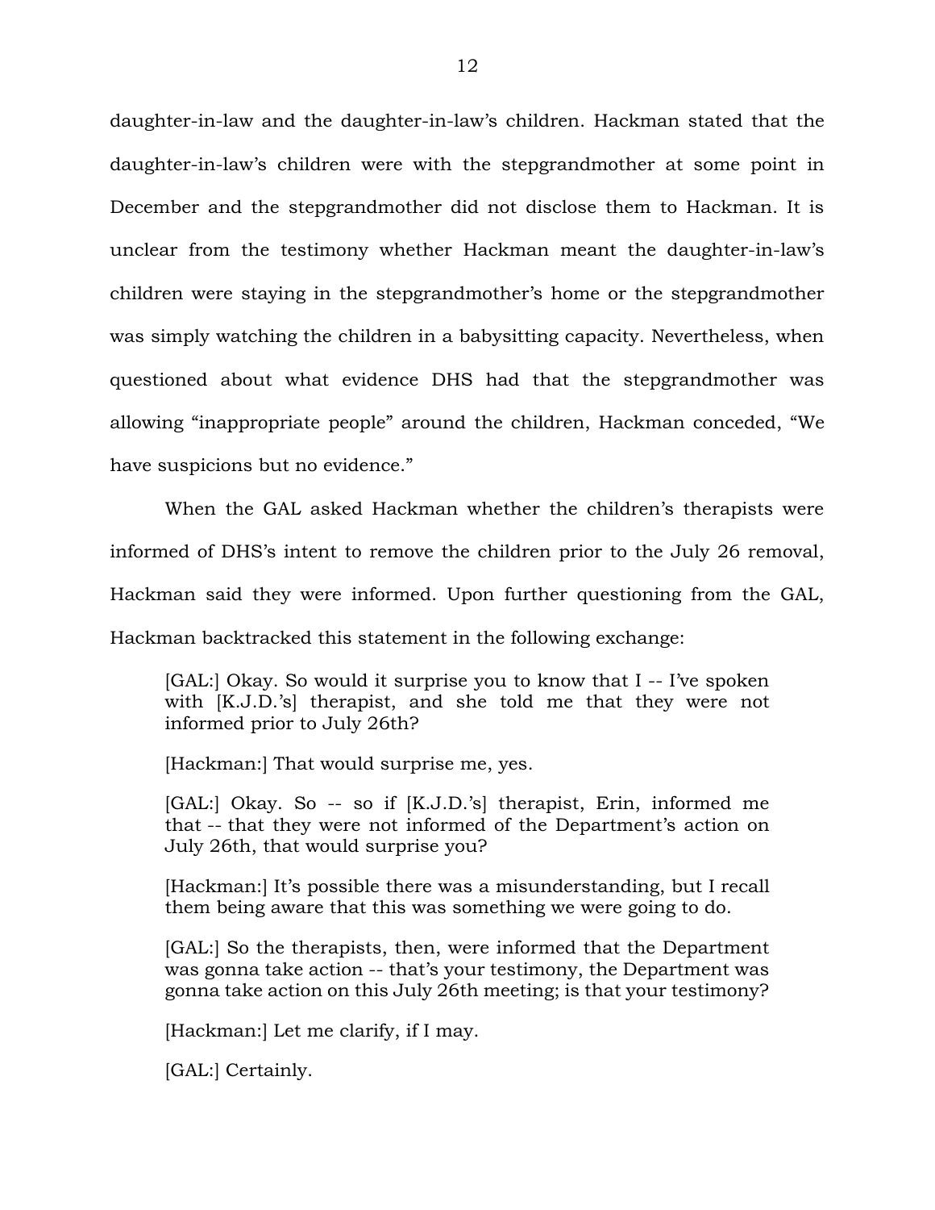daughter-in-law and the daughter-in-law's children. Hackman stated that the daughter-in-law's children were with the stepgrandmother at some point in December and the stepgrandmother did not disclose them to Hackman. It is unclear from the testimony whether Hackman meant the daughter-in-law's children were staying in the stepgrandmother's home or the stepgrandmother was simply watching the children in a babysitting capacity. Nevertheless, when questioned about what evidence DHS had that the stepgrandmother was allowing "inappropriate people" around the children, Hackman conceded, "We have suspicions but no evidence."

When the GAL asked Hackman whether the children's therapists were informed of DHS's intent to remove the children prior to the July 26 removal, Hackman said they were informed. Upon further questioning from the GAL, Hackman backtracked this statement in the following exchange:

> [GAL:] Okay. So would it surprise you to know that I -- I've spoken with [K.J.D.'s] therapist, and she told me that they were not informed prior to July 26th?
>
> [Hackman:] That would surprise me, yes.
>
> [GAL:] Okay. So -- so if [K.J.D.'s] therapist, Erin, informed me that -- that they were not informed of the Department's action on July 26th, that would surprise you?
>
> [Hackman:] It's possible there was a misunderstanding, but I recall them being aware that this was something we were going to do.
>
> [GAL:] So the therapists, then, were informed that the Department was gonna take action -- that's your testimony, the Department was gonna take action on this July 26th meeting; is that your testimony?
>
> [Hackman:] Let me clarify, if I may.
>
> [GAL:] Certainly.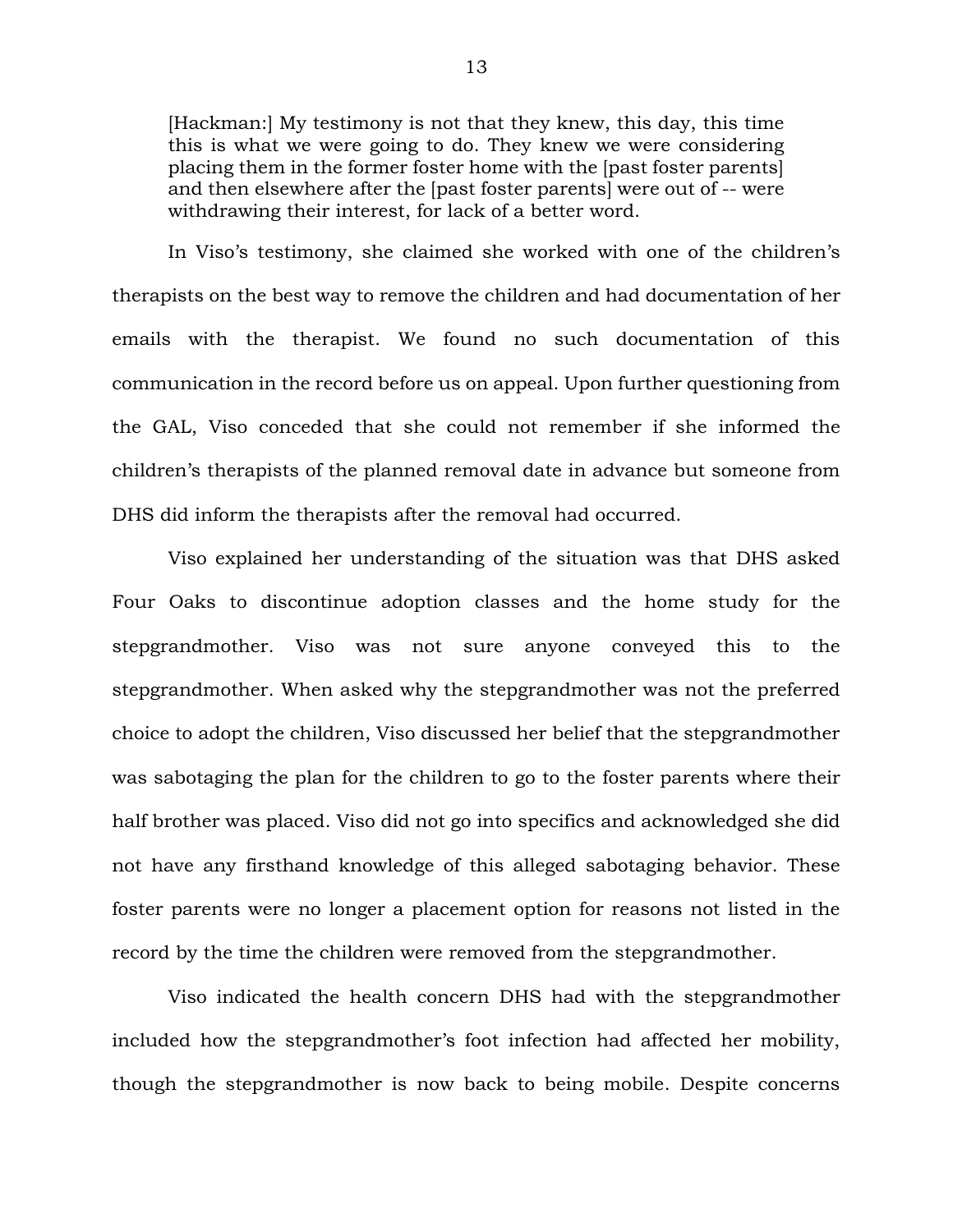> [Hackman:] My testimony is not that they knew, this day, this time this is what we were going to do. They knew we were considering placing them in the former foster home with the [past foster parents] and then elsewhere after the [past foster parents] were out of -- were withdrawing their interest, for lack of a better word.

In Viso's testimony, she claimed she worked with one of the children's therapists on the best way to remove the children and had documentation of her emails with the therapist. We found no such documentation of this communication in the record before us on appeal. Upon further questioning from the GAL, Viso conceded that she could not remember if she informed the children's therapists of the planned removal date in advance but someone from DHS did inform the therapists after the removal had occurred.

Viso explained her understanding of the situation was that DHS asked Four Oaks to discontinue adoption classes and the home study for the stepgrandmother. Viso was not sure anyone conveyed this to the stepgrandmother. When asked why the stepgrandmother was not the preferred choice to adopt the children, Viso discussed her belief that the stepgrandmother was sabotaging the plan for the children to go to the foster parents where their half brother was placed. Viso did not go into specifics and acknowledged she did not have any firsthand knowledge of this alleged sabotaging behavior. These foster parents were no longer a placement option for reasons not listed in the record by the time the children were removed from the stepgrandmother.

Viso indicated the health concern DHS had with the stepgrandmother included how the stepgrandmother's foot infection had affected her mobility, though the stepgrandmother is now back to being mobile. Despite concerns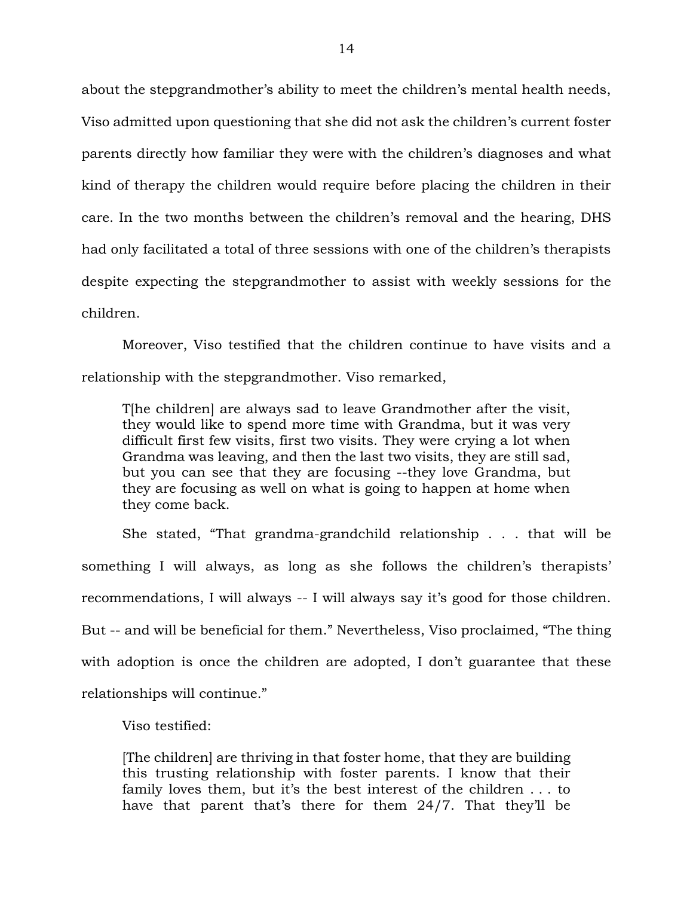about the stepgrandmother's ability to meet the children's mental health needs, Viso admitted upon questioning that she did not ask the children's current foster parents directly how familiar they were with the children's diagnoses and what kind of therapy the children would require before placing the children in their care. In the two months between the children's removal and the hearing, DHS had only facilitated a total of three sessions with one of the children's therapists despite expecting the stepgrandmother to assist with weekly sessions for the children.

Moreover, Viso testified that the children continue to have visits and a relationship with the stepgrandmother. Viso remarked,

> T[he children] are always sad to leave Grandmother after the visit, they would like to spend more time with Grandma, but it was very difficult first few visits, first two visits. They were crying a lot when Grandma was leaving, and then the last two visits, they are still sad, but you can see that they are focusing --they love Grandma, but they are focusing as well on what is going to happen at home when they come back.

She stated, "That grandma-grandchild relationship . . . that will be something I will always, as long as she follows the children's therapists' recommendations, I will always -- I will always say it's good for those children. But -- and will be beneficial for them." Nevertheless, Viso proclaimed, "The thing with adoption is once the children are adopted, I don't guarantee that these relationships will continue."

Viso testified:

> [The children] are thriving in that foster home, that they are building this trusting relationship with foster parents. I know that their family loves them, but it's the best interest of the children . . . to have that parent that's there for them 24/7. That they'll be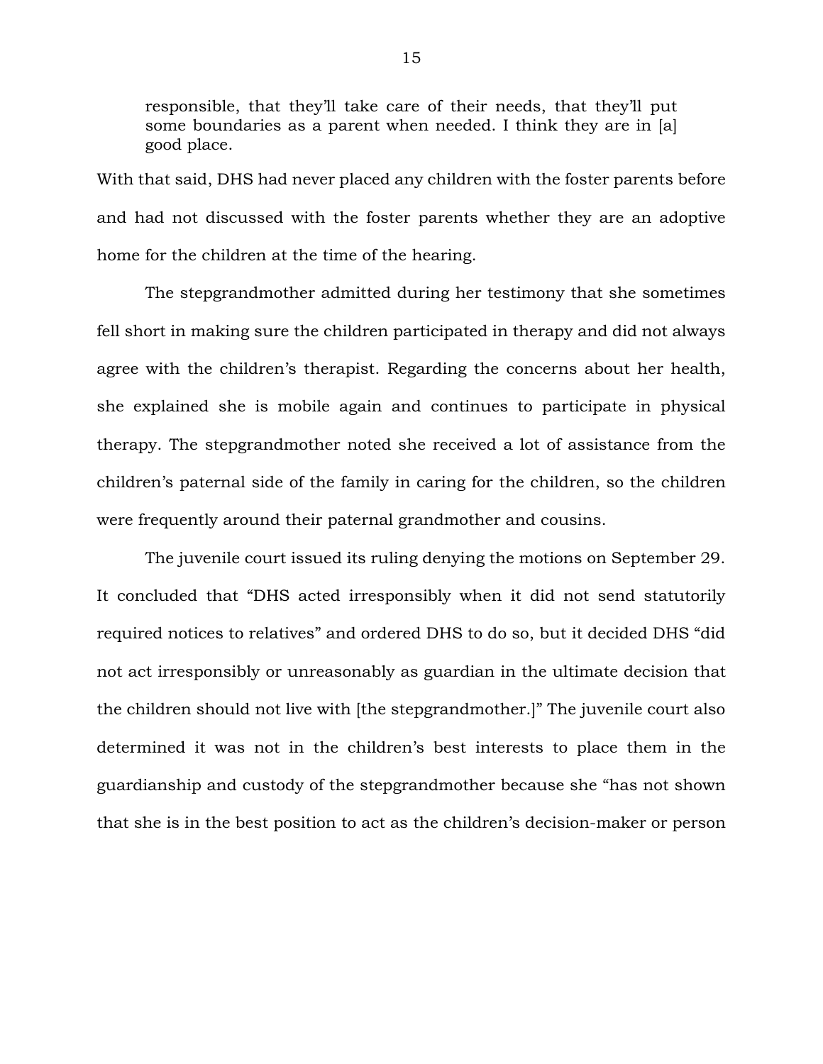> responsible, that they'll take care of their needs, that they'll put some boundaries as a parent when needed. I think they are in [a] good place.

With that said, DHS had never placed any children with the foster parents before and had not discussed with the foster parents whether they are an adoptive home for the children at the time of the hearing.

The stepgrandmother admitted during her testimony that she sometimes fell short in making sure the children participated in therapy and did not always agree with the children's therapist. Regarding the concerns about her health, she explained she is mobile again and continues to participate in physical therapy. The stepgrandmother noted she received a lot of assistance from the children's paternal side of the family in caring for the children, so the children were frequently around their paternal grandmother and cousins.

The juvenile court issued its ruling denying the motions on September 29. It concluded that "DHS acted irresponsibly when it did not send statutorily required notices to relatives" and ordered DHS to do so, but it decided DHS "did not act irresponsibly or unreasonably as guardian in the ultimate decision that the children should not live with [the stepgrandmother.]" The juvenile court also determined it was not in the children's best interests to place them in the guardianship and custody of the stepgrandmother because she "has not shown that she is in the best position to act as the children's decision-maker or person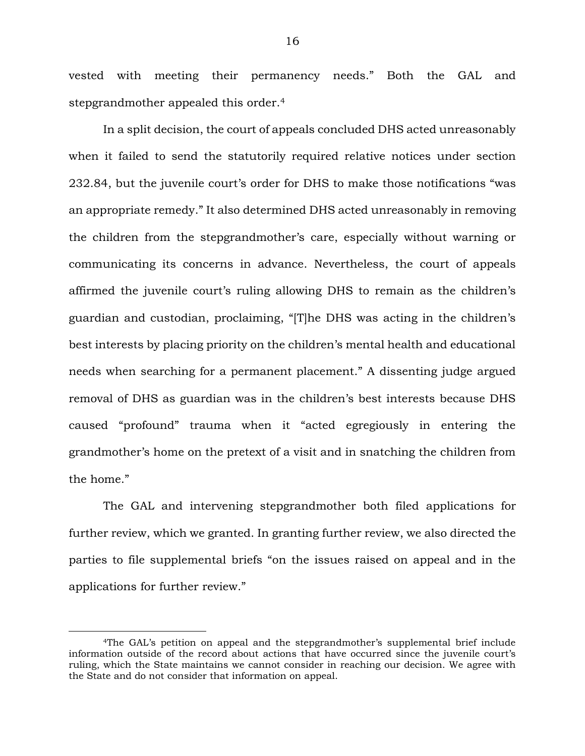vested with meeting their permanency needs." Both the GAL and stepgrandmother appealed this order.[4]

In a split decision, the court of appeals concluded DHS acted unreasonably when it failed to send the statutorily required relative notices under section 232.84, but the juvenile court's order for DHS to make those notifications "was an appropriate remedy." It also determined DHS acted unreasonably in removing the children from the stepgrandmother's care, especially without warning or communicating its concerns in advance. Nevertheless, the court of appeals affirmed the juvenile court's ruling allowing DHS to remain as the children's guardian and custodian, proclaiming, "[T]he DHS was acting in the children's best interests by placing priority on the children's mental health and educational needs when searching for a permanent placement." A dissenting judge argued removal of DHS as guardian was in the children's best interests because DHS caused "profound" trauma when it "acted egregiously in entering the grandmother's home on the pretext of a visit and in snatching the children from the home."

The GAL and intervening stepgrandmother both filed applications for further review, which we granted. In granting further review, we also directed the parties to file supplemental briefs "on the issues raised on appeal and in the applications for further review."

---

[4]The GAL's petition on appeal and the stepgrandmother's supplemental brief include information outside of the record about actions that have occurred since the juvenile court's ruling, which the State maintains we cannot consider in reaching our decision. We agree with the State and do not consider that information on appeal.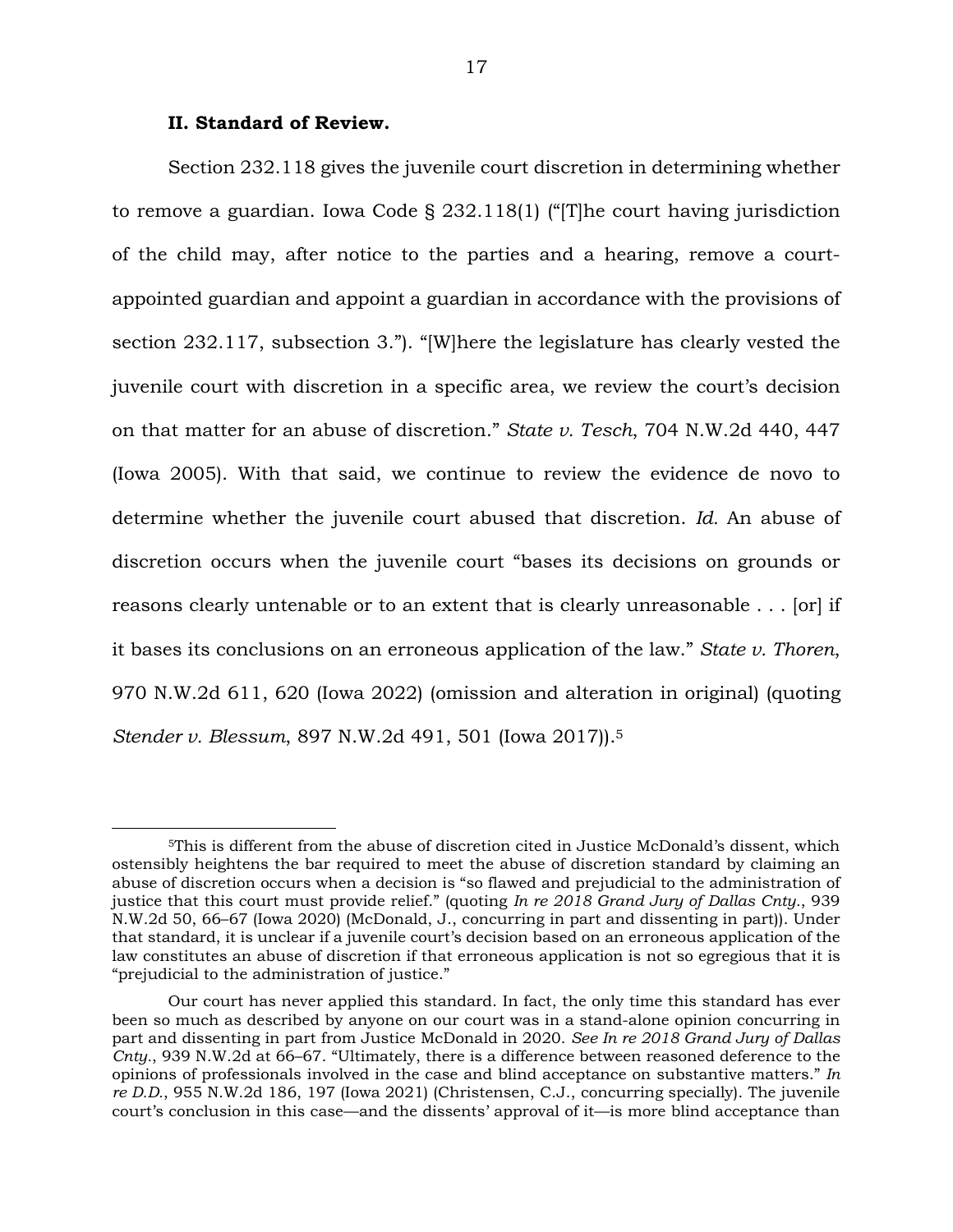## II. Standard of Review.

Section 232.118 gives the juvenile court discretion in determining whether to remove a guardian. Iowa Code § 232.118(1) ("[T]he court having jurisdiction of the child may, after notice to the parties and a hearing, remove a court-appointed guardian and appoint a guardian in accordance with the provisions of section 232.117, subsection 3."). "[W]here the legislature has clearly vested the juvenile court with discretion in a specific area, we review the court's decision on that matter for an abuse of discretion." *State v. Tesch*, 704 N.W.2d 440, 447 (Iowa 2005). With that said, we continue to review the evidence de novo to determine whether the juvenile court abused that discretion. *Id.* An abuse of discretion occurs when the juvenile court "bases its decisions on grounds or reasons clearly untenable or to an extent that is clearly unreasonable . . . [or] if it bases its conclusions on an erroneous application of the law." *State v. Thoren*, 970 N.W.2d 611, 620 (Iowa 2022) (omission and alteration in original) (quoting *Stender v. Blessum*, 897 N.W.2d 491, 501 (Iowa 2017)).[5]

---

[5]This is different from the abuse of discretion cited in Justice McDonald's dissent, which ostensibly heightens the bar required to meet the abuse of discretion standard by claiming an abuse of discretion occurs when a decision is "so flawed and prejudicial to the administration of justice that this court must provide relief." (quoting *In re 2018 Grand Jury of Dallas Cnty.*, 939 N.W.2d 50, 66–67 (Iowa 2020) (McDonald, J., concurring in part and dissenting in part)). Under that standard, it is unclear if a juvenile court's decision based on an erroneous application of the law constitutes an abuse of discretion if that erroneous application is not so egregious that it is "prejudicial to the administration of justice."

Our court has never applied this standard. In fact, the only time this standard has ever been so much as described by anyone on our court was in a stand-alone opinion concurring in part and dissenting in part from Justice McDonald in 2020. *See In re 2018 Grand Jury of Dallas Cnty.*, 939 N.W.2d at 66–67. "Ultimately, there is a difference between reasoned deference to the opinions of professionals involved in the case and blind acceptance on substantive matters." *In re D.D.*, 955 N.W.2d 186, 197 (Iowa 2021) (Christensen, C.J., concurring specially). The juvenile court's conclusion in this case—and the dissents' approval of it—is more blind acceptance than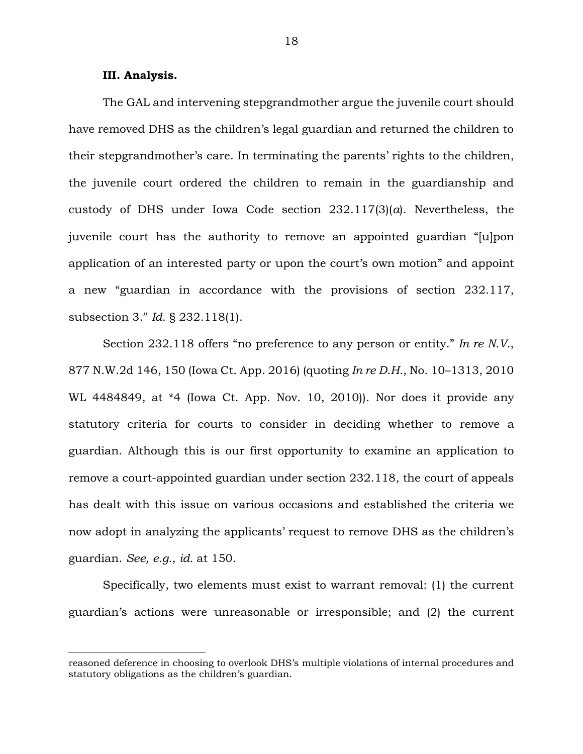### III. Analysis.

The GAL and intervening stepgrandmother argue the juvenile court should have removed DHS as the children's legal guardian and returned the children to their stepgrandmother's care. In terminating the parents' rights to the children, the juvenile court ordered the children to remain in the guardianship and custody of DHS under Iowa Code section 232.117(3)(*a*). Nevertheless, the juvenile court has the authority to remove an appointed guardian "[u]pon application of an interested party or upon the court's own motion" and appoint a new "guardian in accordance with the provisions of section 232.117, subsection 3." *Id.* § 232.118(1).

Section 232.118 offers "no preference to any person or entity." *In re N.V.*, 877 N.W.2d 146, 150 (Iowa Ct. App. 2016) (quoting *In re D.H.*, No. 10–1313, 2010 WL 4484849, at *4 (Iowa Ct. App. Nov. 10, 2010)). Nor does it provide any statutory criteria for courts to consider in deciding whether to remove a guardian. Although this is our first opportunity to examine an application to remove a court-appointed guardian under section 232.118, the court of appeals has dealt with this issue on various occasions and established the criteria we now adopt in analyzing the applicants' request to remove DHS as the children's guardian. *See, e.g.*, *id.* at 150.

Specifically, two elements must exist to warrant removal: (1) the current guardian's actions were unreasonable or irresponsible; and (2) the current

---

reasoned deference in choosing to overlook DHS's multiple violations of internal procedures and statutory obligations as the children's guardian.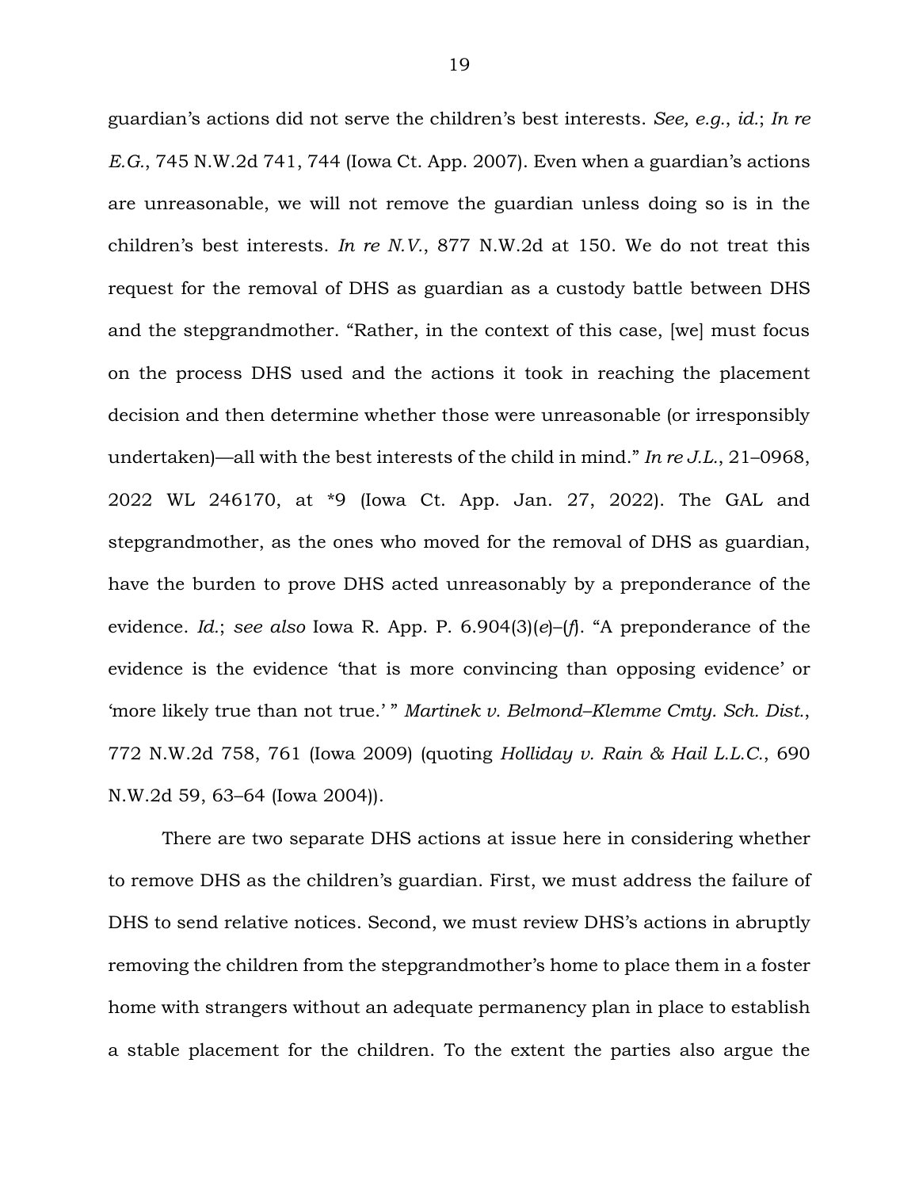guardian's actions did not serve the children's best interests. *See, e.g.*, *id.*; *In re E.G.*, 745 N.W.2d 741, 744 (Iowa Ct. App. 2007). Even when a guardian's actions are unreasonable, we will not remove the guardian unless doing so is in the children's best interests. *In re N.V.*, 877 N.W.2d at 150. We do not treat this request for the removal of DHS as guardian as a custody battle between DHS and the stepgrandmother. "Rather, in the context of this case, [we] must focus on the process DHS used and the actions it took in reaching the placement decision and then determine whether those were unreasonable (or irresponsibly undertaken)—all with the best interests of the child in mind." *In re J.L.*, 21–0968, 2022 WL 246170, at *9 (Iowa Ct. App. Jan. 27, 2022). The GAL and stepgrandmother, as the ones who moved for the removal of DHS as guardian, have the burden to prove DHS acted unreasonably by a preponderance of the evidence. *Id.*; *see also* Iowa R. App. P. 6.904(3)(*e*)–(*f*). "A preponderance of the evidence is the evidence 'that is more convincing than opposing evidence' or 'more likely true than not true.' " *Martinek v. Belmond–Klemme Cmty. Sch. Dist.*, 772 N.W.2d 758, 761 (Iowa 2009) (quoting *Holliday v. Rain & Hail L.L.C.*, 690 N.W.2d 59, 63–64 (Iowa 2004)).

There are two separate DHS actions at issue here in considering whether to remove DHS as the children's guardian. First, we must address the failure of DHS to send relative notices. Second, we must review DHS's actions in abruptly removing the children from the stepgrandmother's home to place them in a foster home with strangers without an adequate permanency plan in place to establish a stable placement for the children. To the extent the parties also argue the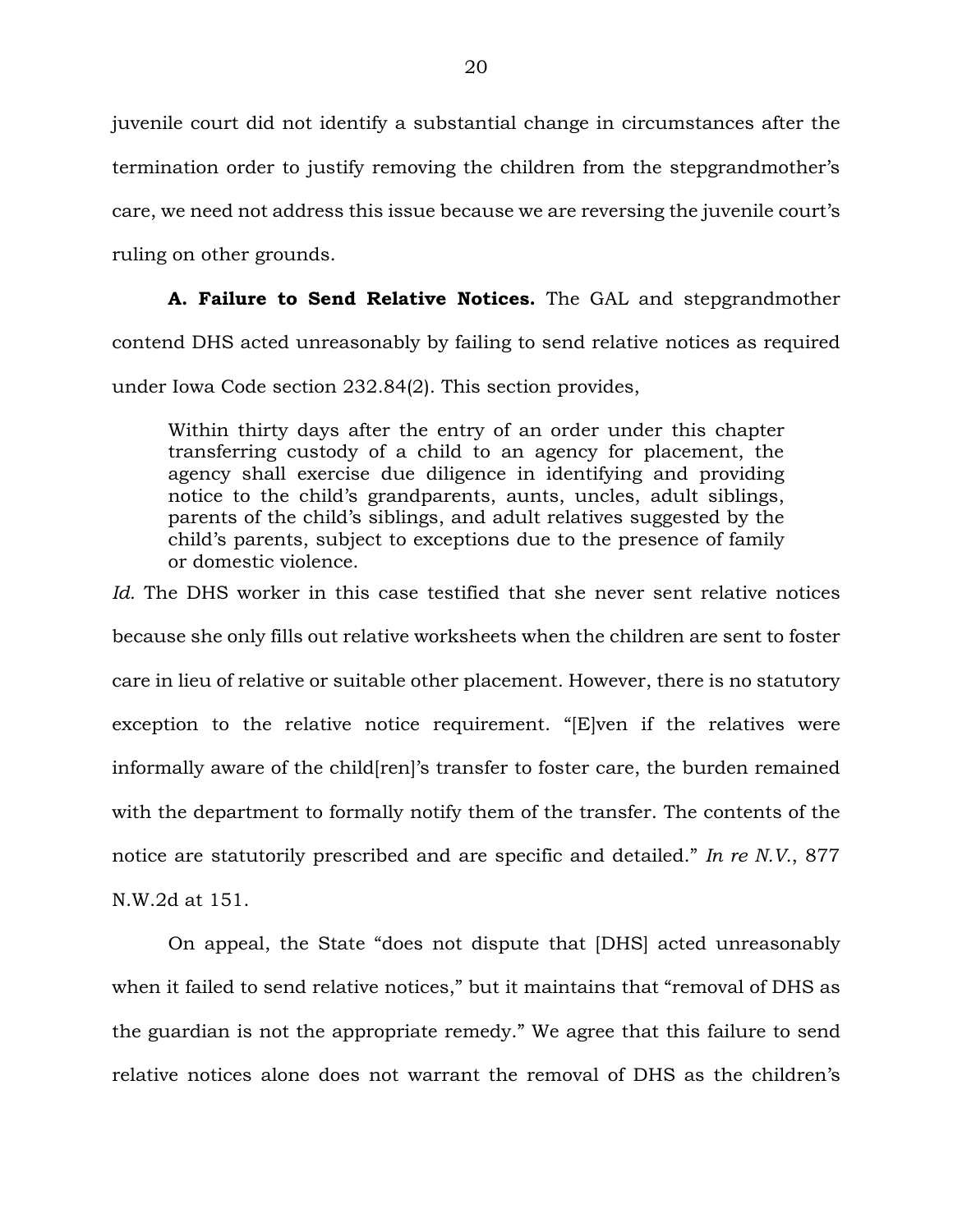juvenile court did not identify a substantial change in circumstances after the termination order to justify removing the children from the stepgrandmother's care, we need not address this issue because we are reversing the juvenile court's ruling on other grounds.

**A. Failure to Send Relative Notices.** The GAL and stepgrandmother contend DHS acted unreasonably by failing to send relative notices as required under Iowa Code section 232.84(2). This section provides,

> Within thirty days after the entry of an order under this chapter transferring custody of a child to an agency for placement, the agency shall exercise due diligence in identifying and providing notice to the child's grandparents, aunts, uncles, adult siblings, parents of the child's siblings, and adult relatives suggested by the child's parents, subject to exceptions due to the presence of family or domestic violence.

*Id.* The DHS worker in this case testified that she never sent relative notices because she only fills out relative worksheets when the children are sent to foster care in lieu of relative or suitable other placement. However, there is no statutory exception to the relative notice requirement. "[E]ven if the relatives were informally aware of the child[ren]'s transfer to foster care, the burden remained with the department to formally notify them of the transfer. The contents of the notice are statutorily prescribed and are specific and detailed." *In re N.V.*, 877 N.W.2d at 151.

On appeal, the State "does not dispute that [DHS] acted unreasonably when it failed to send relative notices," but it maintains that "removal of DHS as the guardian is not the appropriate remedy." We agree that this failure to send relative notices alone does not warrant the removal of DHS as the children's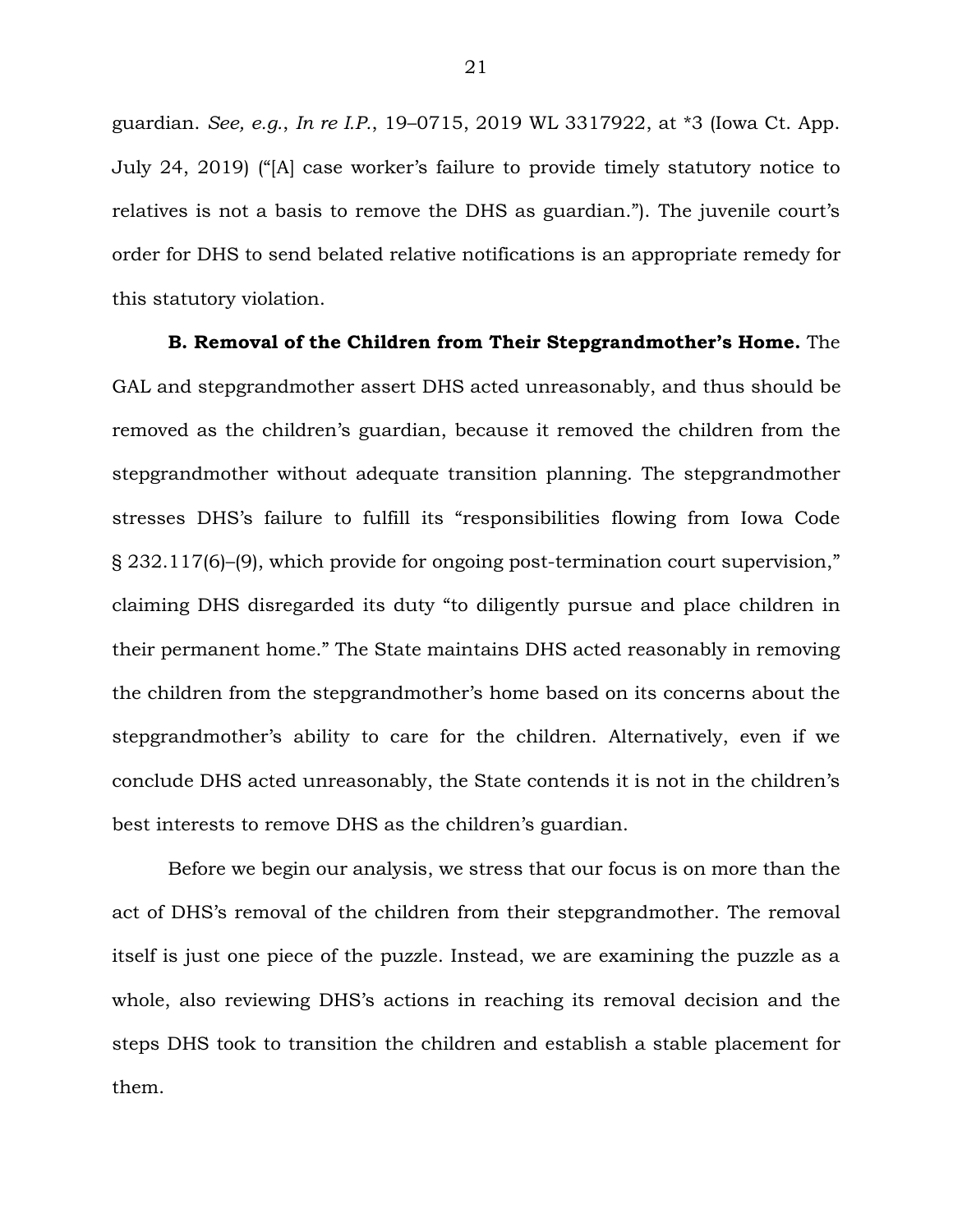guardian. *See, e.g.*, *In re I.P.*, 19–0715, 2019 WL 3317922, at *3 (Iowa Ct. App. July 24, 2019) ("[A] case worker's failure to provide timely statutory notice to relatives is not a basis to remove the DHS as guardian."). The juvenile court's order for DHS to send belated relative notifications is an appropriate remedy for this statutory violation.

**B. Removal of the Children from Their Stepgrandmother's Home.** The GAL and stepgrandmother assert DHS acted unreasonably, and thus should be removed as the children's guardian, because it removed the children from the stepgrandmother without adequate transition planning. The stepgrandmother stresses DHS's failure to fulfill its "responsibilities flowing from Iowa Code § 232.117(6)–(9), which provide for ongoing post-termination court supervision," claiming DHS disregarded its duty "to diligently pursue and place children in their permanent home." The State maintains DHS acted reasonably in removing the children from the stepgrandmother's home based on its concerns about the stepgrandmother's ability to care for the children. Alternatively, even if we conclude DHS acted unreasonably, the State contends it is not in the children's best interests to remove DHS as the children's guardian.

Before we begin our analysis, we stress that our focus is on more than the act of DHS's removal of the children from their stepgrandmother. The removal itself is just one piece of the puzzle. Instead, we are examining the puzzle as a whole, also reviewing DHS's actions in reaching its removal decision and the steps DHS took to transition the children and establish a stable placement for them.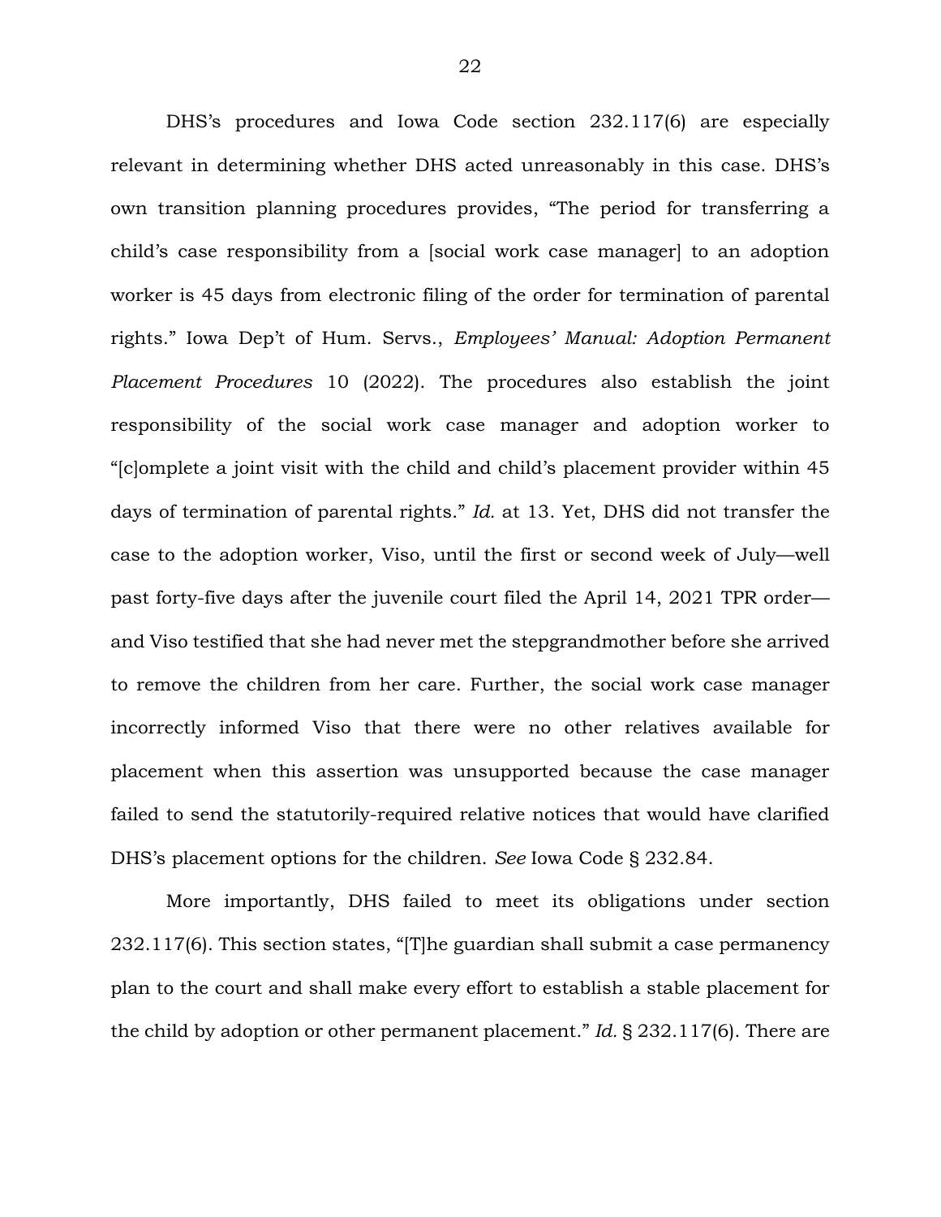DHS's procedures and Iowa Code section 232.117(6) are especially relevant in determining whether DHS acted unreasonably in this case. DHS's own transition planning procedures provides, "The period for transferring a child's case responsibility from a [social work case manager] to an adoption worker is 45 days from electronic filing of the order for termination of parental rights." Iowa Dep't of Hum. Servs., *Employees' Manual: Adoption Permanent Placement Procedures* 10 (2022). The procedures also establish the joint responsibility of the social work case manager and adoption worker to "[c]omplete a joint visit with the child and child's placement provider within 45 days of termination of parental rights." *Id.* at 13. Yet, DHS did not transfer the case to the adoption worker, Viso, until the first or second week of July—well past forty-five days after the juvenile court filed the April 14, 2021 TPR order—and Viso testified that she had never met the stepgrandmother before she arrived to remove the children from her care. Further, the social work case manager incorrectly informed Viso that there were no other relatives available for placement when this assertion was unsupported because the case manager failed to send the statutorily-required relative notices that would have clarified DHS's placement options for the children. *See* Iowa Code § 232.84.

More importantly, DHS failed to meet its obligations under section 232.117(6). This section states, "[T]he guardian shall submit a case permanency plan to the court and shall make every effort to establish a stable placement for the child by adoption or other permanent placement." *Id.* § 232.117(6). There are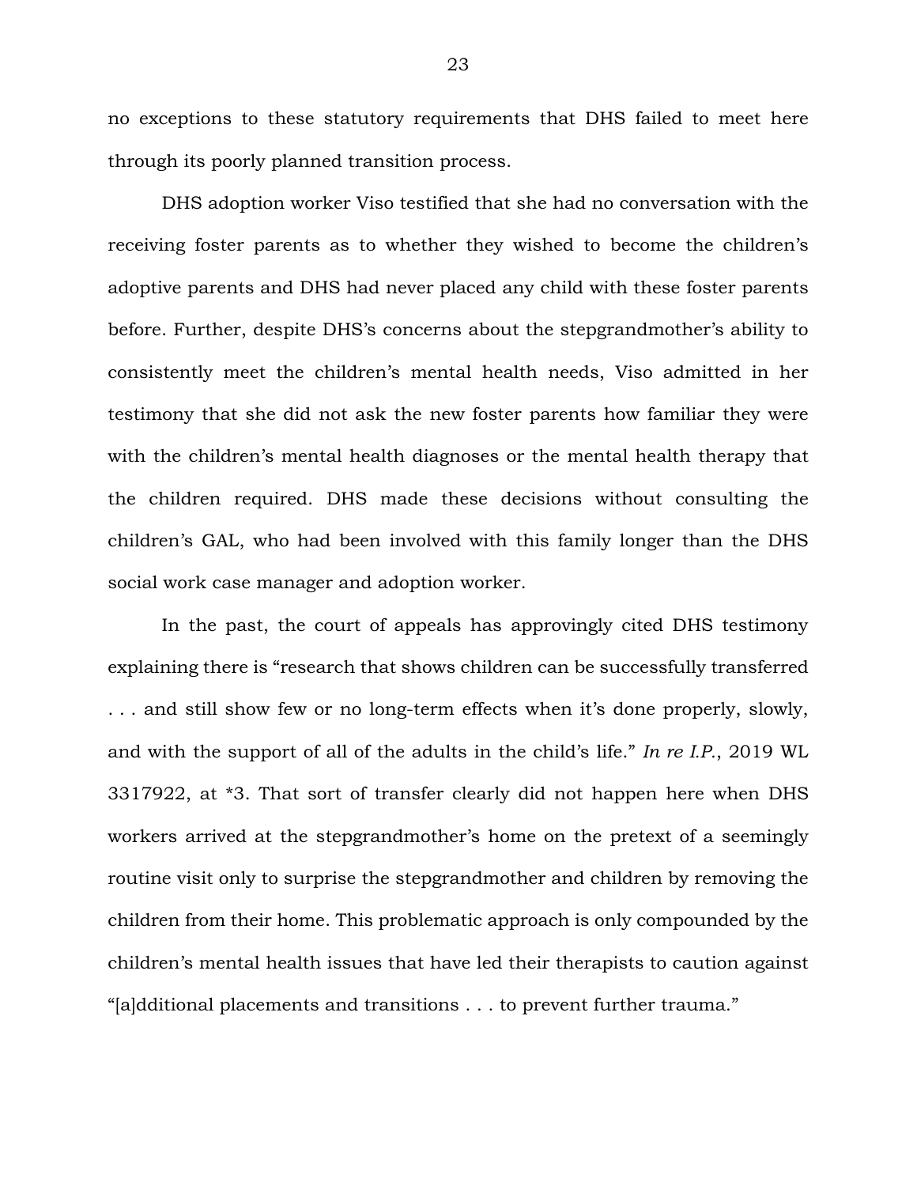no exceptions to these statutory requirements that DHS failed to meet here through its poorly planned transition process.

DHS adoption worker Viso testified that she had no conversation with the receiving foster parents as to whether they wished to become the children's adoptive parents and DHS had never placed any child with these foster parents before. Further, despite DHS's concerns about the stepgrandmother's ability to consistently meet the children's mental health needs, Viso admitted in her testimony that she did not ask the new foster parents how familiar they were with the children's mental health diagnoses or the mental health therapy that the children required. DHS made these decisions without consulting the children's GAL, who had been involved with this family longer than the DHS social work case manager and adoption worker.

In the past, the court of appeals has approvingly cited DHS testimony explaining there is "research that shows children can be successfully transferred . . . and still show few or no long-term effects when it's done properly, slowly, and with the support of all of the adults in the child's life." *In re I.P.*, 2019 WL 3317922, at *3. That sort of transfer clearly did not happen here when DHS workers arrived at the stepgrandmother's home on the pretext of a seemingly routine visit only to surprise the stepgrandmother and children by removing the children from their home. This problematic approach is only compounded by the children's mental health issues that have led their therapists to caution against "[a]dditional placements and transitions . . . to prevent further trauma."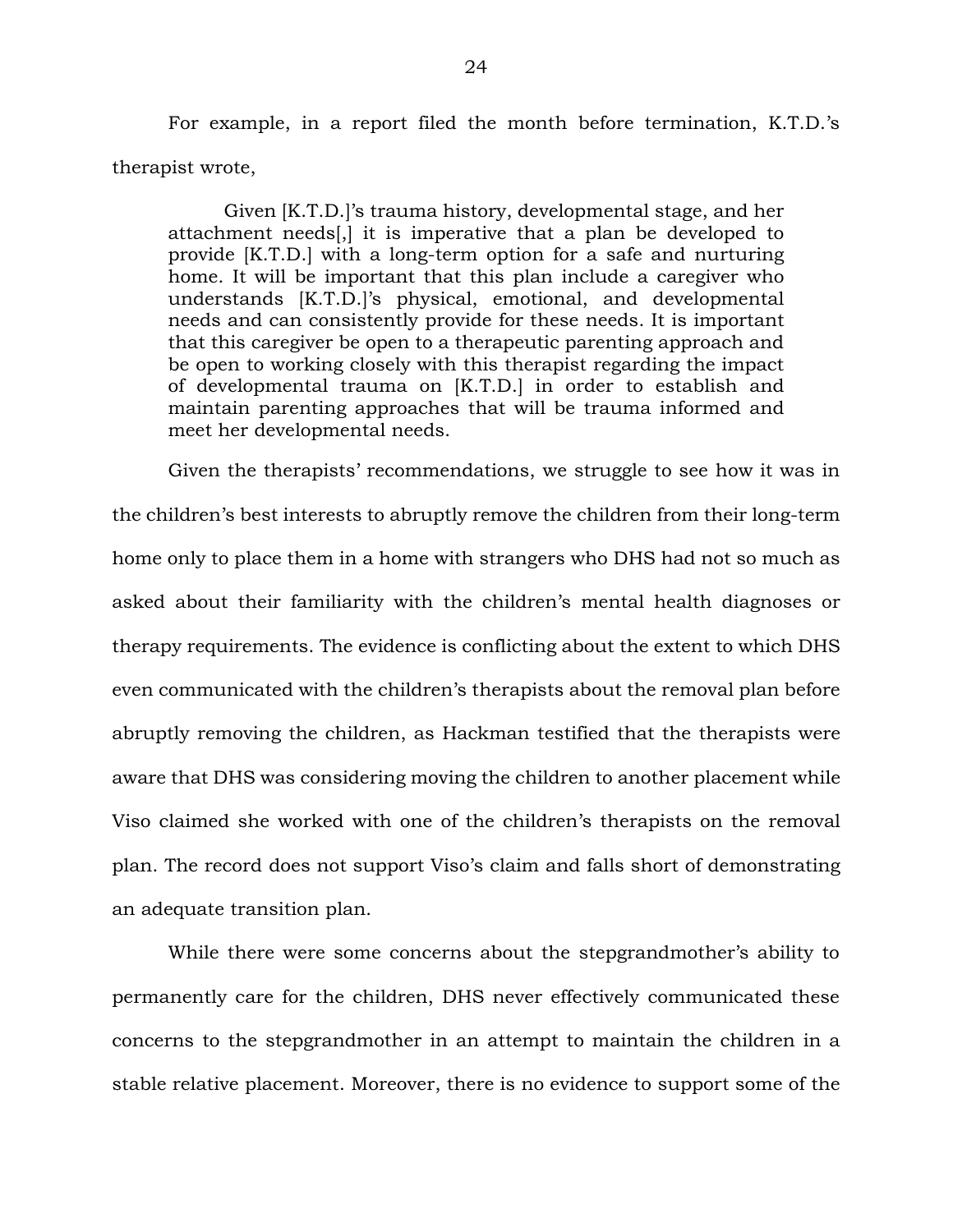For example, in a report filed the month before termination, K.T.D.'s therapist wrote,

> Given [K.T.D.]'s trauma history, developmental stage, and her attachment needs[,] it is imperative that a plan be developed to provide [K.T.D.] with a long-term option for a safe and nurturing home. It will be important that this plan include a caregiver who understands [K.T.D.]'s physical, emotional, and developmental needs and can consistently provide for these needs. It is important that this caregiver be open to a therapeutic parenting approach and be open to working closely with this therapist regarding the impact of developmental trauma on [K.T.D.] in order to establish and maintain parenting approaches that will be trauma informed and meet her developmental needs.

Given the therapists' recommendations, we struggle to see how it was in the children's best interests to abruptly remove the children from their long-term home only to place them in a home with strangers who DHS had not so much as asked about their familiarity with the children's mental health diagnoses or therapy requirements. The evidence is conflicting about the extent to which DHS even communicated with the children's therapists about the removal plan before abruptly removing the children, as Hackman testified that the therapists were aware that DHS was considering moving the children to another placement while Viso claimed she worked with one of the children's therapists on the removal plan. The record does not support Viso's claim and falls short of demonstrating an adequate transition plan.

While there were some concerns about the stepgrandmother's ability to permanently care for the children, DHS never effectively communicated these concerns to the stepgrandmother in an attempt to maintain the children in a stable relative placement. Moreover, there is no evidence to support some of the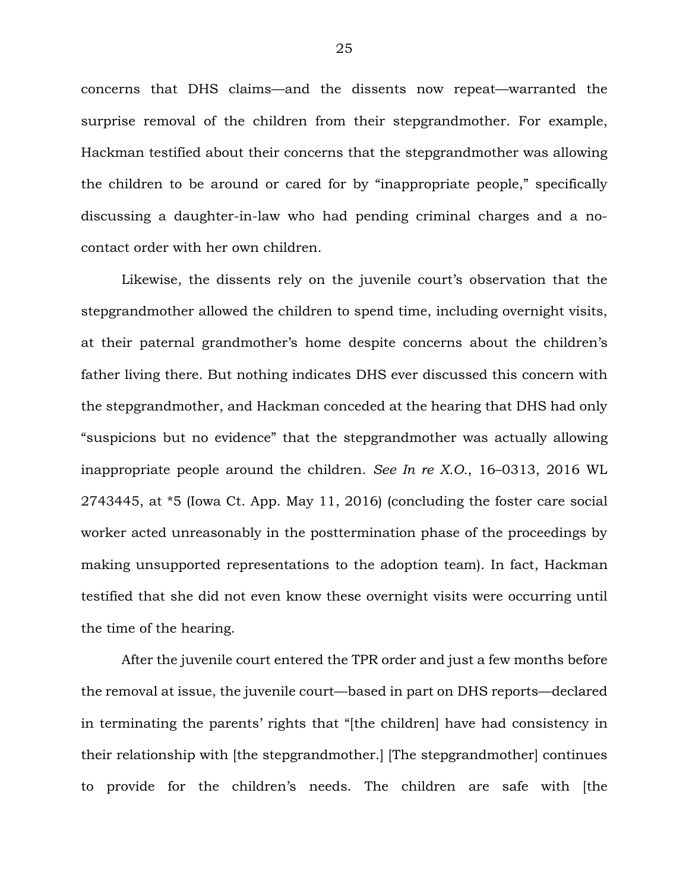concerns that DHS claims—and the dissents now repeat—warranted the surprise removal of the children from their stepgrandmother. For example, Hackman testified about their concerns that the stepgrandmother was allowing the children to be around or cared for by "inappropriate people," specifically discussing a daughter-in-law who had pending criminal charges and a no-contact order with her own children.

Likewise, the dissents rely on the juvenile court's observation that the stepgrandmother allowed the children to spend time, including overnight visits, at their paternal grandmother's home despite concerns about the children's father living there. But nothing indicates DHS ever discussed this concern with the stepgrandmother, and Hackman conceded at the hearing that DHS had only "suspicions but no evidence" that the stepgrandmother was actually allowing inappropriate people around the children. *See In re X.O.*, 16–0313, 2016 WL 2743445, at *5 (Iowa Ct. App. May 11, 2016) (concluding the foster care social worker acted unreasonably in the posttermination phase of the proceedings by making unsupported representations to the adoption team). In fact, Hackman testified that she did not even know these overnight visits were occurring until the time of the hearing.

After the juvenile court entered the TPR order and just a few months before the removal at issue, the juvenile court—based in part on DHS reports—declared in terminating the parents' rights that "[the children] have had consistency in their relationship with [the stepgrandmother.] [The stepgrandmother] continues to provide for the children's needs. The children are safe with [the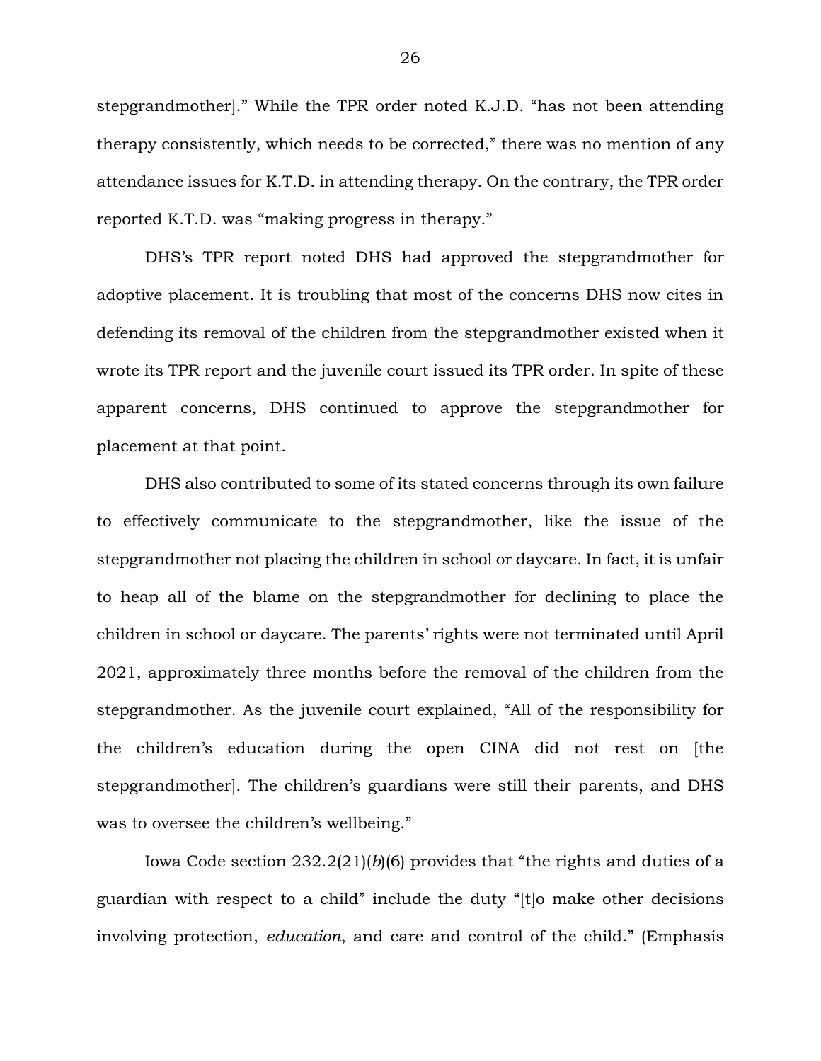stepgrandmother]." While the TPR order noted K.J.D. "has not been attending therapy consistently, which needs to be corrected," there was no mention of any attendance issues for K.T.D. in attending therapy. On the contrary, the TPR order reported K.T.D. was "making progress in therapy."

DHS's TPR report noted DHS had approved the stepgrandmother for adoptive placement. It is troubling that most of the concerns DHS now cites in defending its removal of the children from the stepgrandmother existed when it wrote its TPR report and the juvenile court issued its TPR order. In spite of these apparent concerns, DHS continued to approve the stepgrandmother for placement at that point.

DHS also contributed to some of its stated concerns through its own failure to effectively communicate to the stepgrandmother, like the issue of the stepgrandmother not placing the children in school or daycare. In fact, it is unfair to heap all of the blame on the stepgrandmother for declining to place the children in school or daycare. The parents' rights were not terminated until April 2021, approximately three months before the removal of the children from the stepgrandmother. As the juvenile court explained, "All of the responsibility for the children's education during the open CINA did not rest on [the stepgrandmother]. The children's guardians were still their parents, and DHS was to oversee the children's wellbeing."

Iowa Code section 232.2(21)(*b*)(6) provides that "the rights and duties of a guardian with respect to a child" include the duty "[t]o make other decisions involving protection, *education*, and care and control of the child." (Emphasis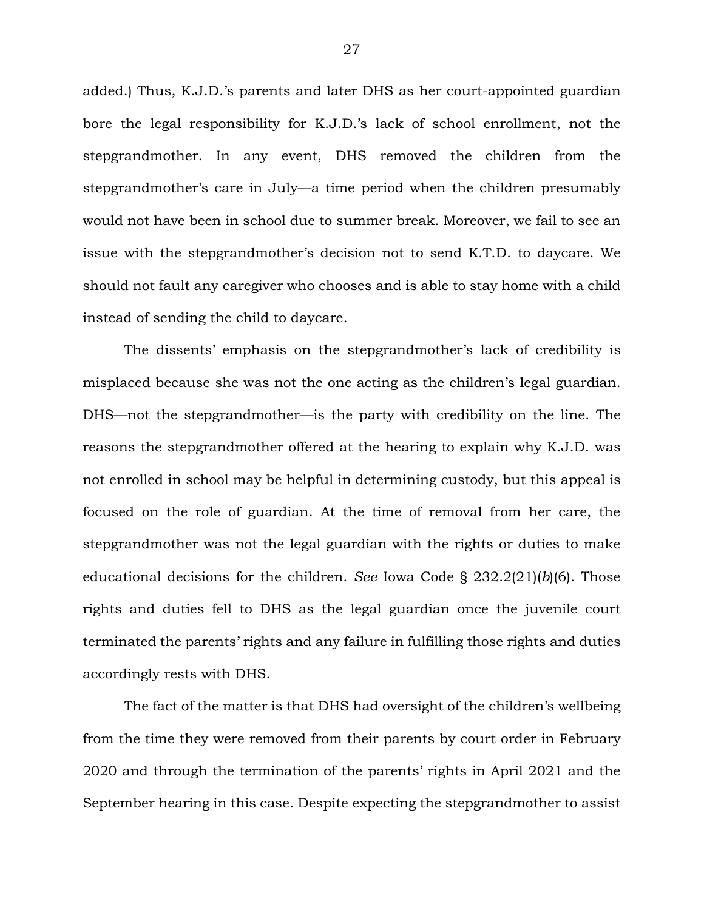added.) Thus, K.J.D.'s parents and later DHS as her court-appointed guardian bore the legal responsibility for K.J.D.'s lack of school enrollment, not the stepgrandmother. In any event, DHS removed the children from the stepgrandmother's care in July—a time period when the children presumably would not have been in school due to summer break. Moreover, we fail to see an issue with the stepgrandmother's decision not to send K.T.D. to daycare. We should not fault any caregiver who chooses and is able to stay home with a child instead of sending the child to daycare.

The dissents' emphasis on the stepgrandmother's lack of credibility is misplaced because she was not the one acting as the children's legal guardian. DHS—not the stepgrandmother—is the party with credibility on the line. The reasons the stepgrandmother offered at the hearing to explain why K.J.D. was not enrolled in school may be helpful in determining custody, but this appeal is focused on the role of guardian. At the time of removal from her care, the stepgrandmother was not the legal guardian with the rights or duties to make educational decisions for the children. *See* Iowa Code § 232.2(21)(*b*)(6). Those rights and duties fell to DHS as the legal guardian once the juvenile court terminated the parents' rights and any failure in fulfilling those rights and duties accordingly rests with DHS.

The fact of the matter is that DHS had oversight of the children's wellbeing from the time they were removed from their parents by court order in February 2020 and through the termination of the parents' rights in April 2021 and the September hearing in this case. Despite expecting the stepgrandmother to assist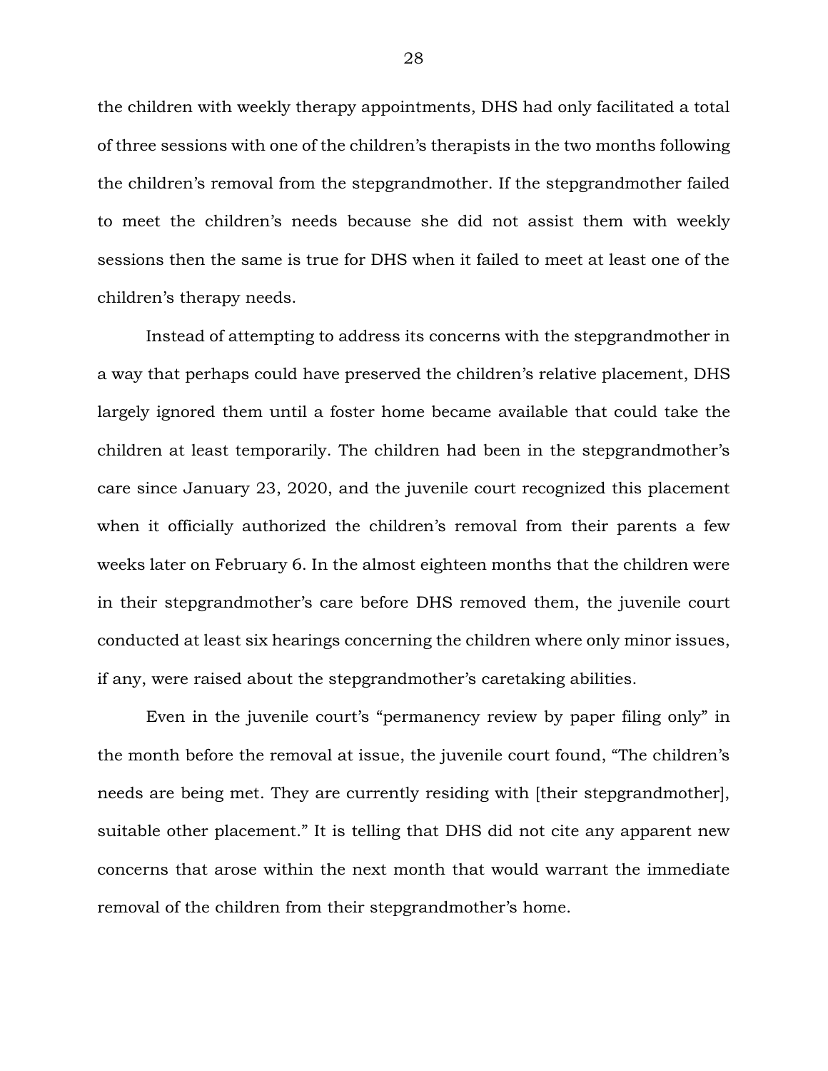the children with weekly therapy appointments, DHS had only facilitated a total of three sessions with one of the children's therapists in the two months following the children's removal from the stepgrandmother. If the stepgrandmother failed to meet the children's needs because she did not assist them with weekly sessions then the same is true for DHS when it failed to meet at least one of the children's therapy needs.

Instead of attempting to address its concerns with the stepgrandmother in a way that perhaps could have preserved the children's relative placement, DHS largely ignored them until a foster home became available that could take the children at least temporarily. The children had been in the stepgrandmother's care since January 23, 2020, and the juvenile court recognized this placement when it officially authorized the children's removal from their parents a few weeks later on February 6. In the almost eighteen months that the children were in their stepgrandmother's care before DHS removed them, the juvenile court conducted at least six hearings concerning the children where only minor issues, if any, were raised about the stepgrandmother's caretaking abilities.

Even in the juvenile court's "permanency review by paper filing only" in the month before the removal at issue, the juvenile court found, "The children's needs are being met. They are currently residing with [their stepgrandmother], suitable other placement." It is telling that DHS did not cite any apparent new concerns that arose within the next month that would warrant the immediate removal of the children from their stepgrandmother's home.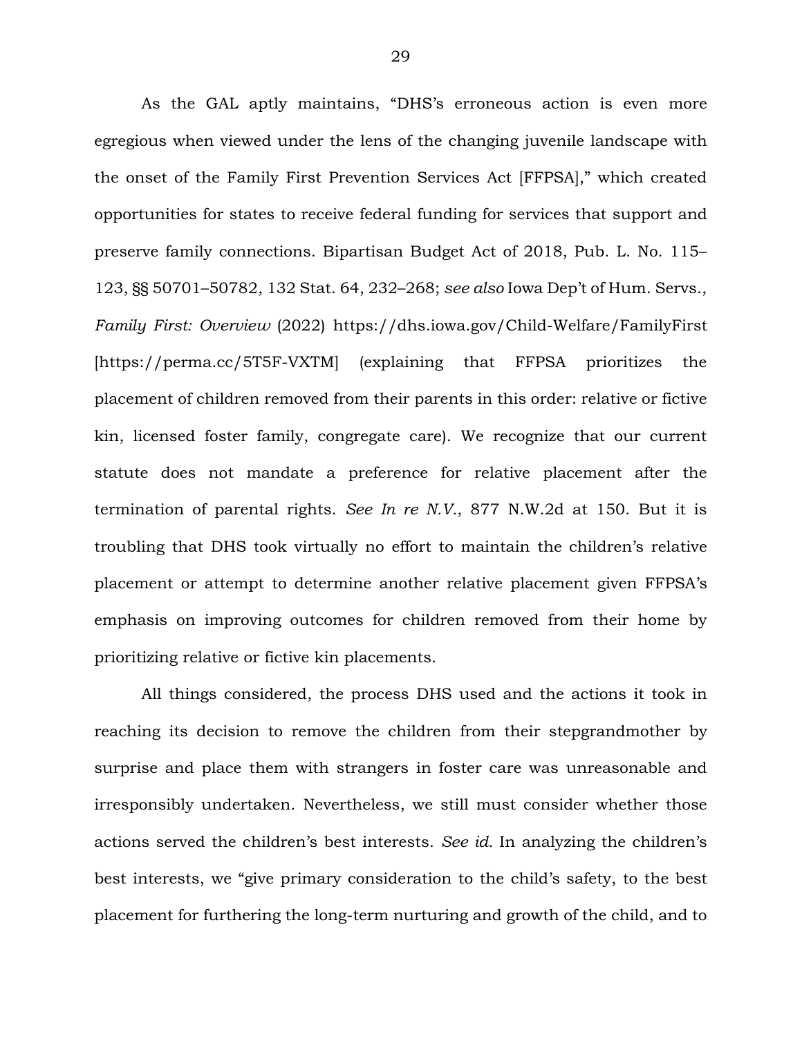As the GAL aptly maintains, "DHS's erroneous action is even more egregious when viewed under the lens of the changing juvenile landscape with the onset of the Family First Prevention Services Act [FFPSA]," which created opportunities for states to receive federal funding for services that support and preserve family connections. Bipartisan Budget Act of 2018, Pub. L. No. 115–123, §§ 50701–50782, 132 Stat. 64, 232–268; *see also* Iowa Dep't of Hum. Servs., *Family First: Overview* (2022) https://dhs.iowa.gov/Child-Welfare/FamilyFirst [https://perma.cc/5T5F-VXTM] (explaining that FFPSA prioritizes the placement of children removed from their parents in this order: relative or fictive kin, licensed foster family, congregate care). We recognize that our current statute does not mandate a preference for relative placement after the termination of parental rights. *See In re N.V.*, 877 N.W.2d at 150. But it is troubling that DHS took virtually no effort to maintain the children's relative placement or attempt to determine another relative placement given FFPSA's emphasis on improving outcomes for children removed from their home by prioritizing relative or fictive kin placements.

All things considered, the process DHS used and the actions it took in reaching its decision to remove the children from their stepgrandmother by surprise and place them with strangers in foster care was unreasonable and irresponsibly undertaken. Nevertheless, we still must consider whether those actions served the children's best interests. *See id.* In analyzing the children's best interests, we "give primary consideration to the child's safety, to the best placement for furthering the long-term nurturing and growth of the child, and to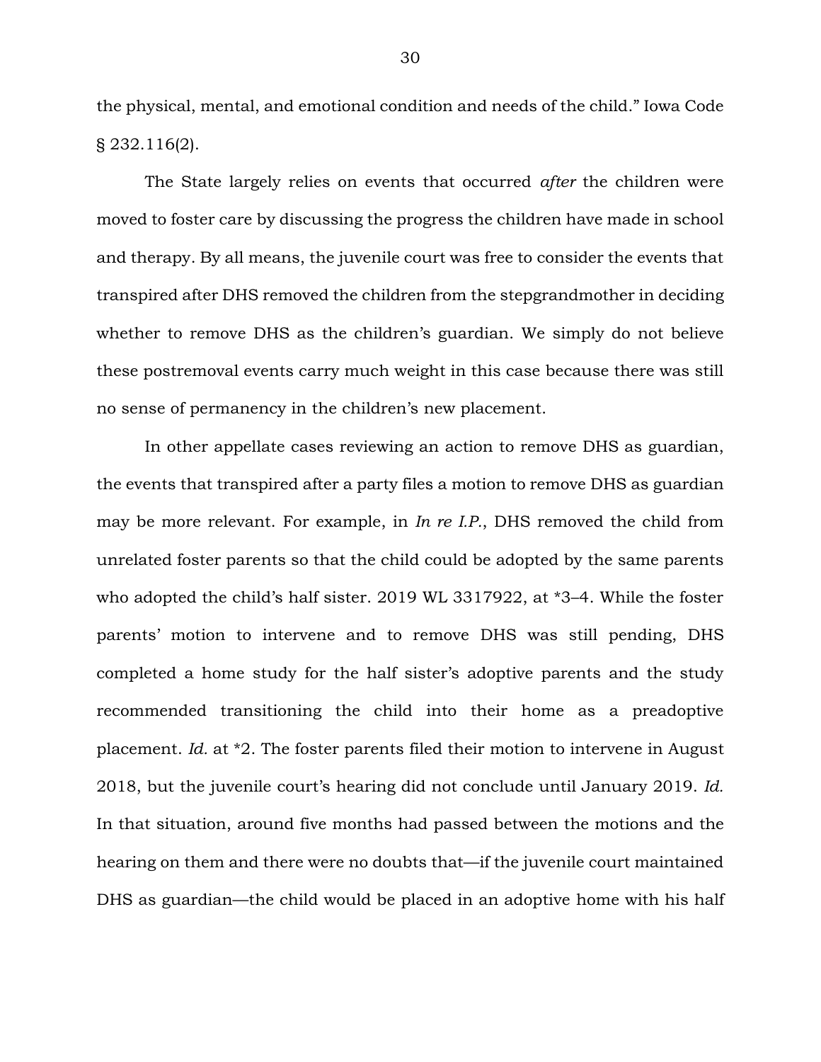the physical, mental, and emotional condition and needs of the child." Iowa Code § 232.116(2).

The State largely relies on events that occurred *after* the children were moved to foster care by discussing the progress the children have made in school and therapy. By all means, the juvenile court was free to consider the events that transpired after DHS removed the children from the stepgrandmother in deciding whether to remove DHS as the children's guardian. We simply do not believe these postremoval events carry much weight in this case because there was still no sense of permanency in the children's new placement.

In other appellate cases reviewing an action to remove DHS as guardian, the events that transpired after a party files a motion to remove DHS as guardian may be more relevant. For example, in *In re I.P.*, DHS removed the child from unrelated foster parents so that the child could be adopted by the same parents who adopted the child's half sister. 2019 WL 3317922, at *3–4. While the foster parents' motion to intervene and to remove DHS was still pending, DHS completed a home study for the half sister's adoptive parents and the study recommended transitioning the child into their home as a preadoptive placement. *Id.* at *2. The foster parents filed their motion to intervene in August 2018, but the juvenile court's hearing did not conclude until January 2019. *Id.* In that situation, around five months had passed between the motions and the hearing on them and there were no doubts that—if the juvenile court maintained DHS as guardian—the child would be placed in an adoptive home with his half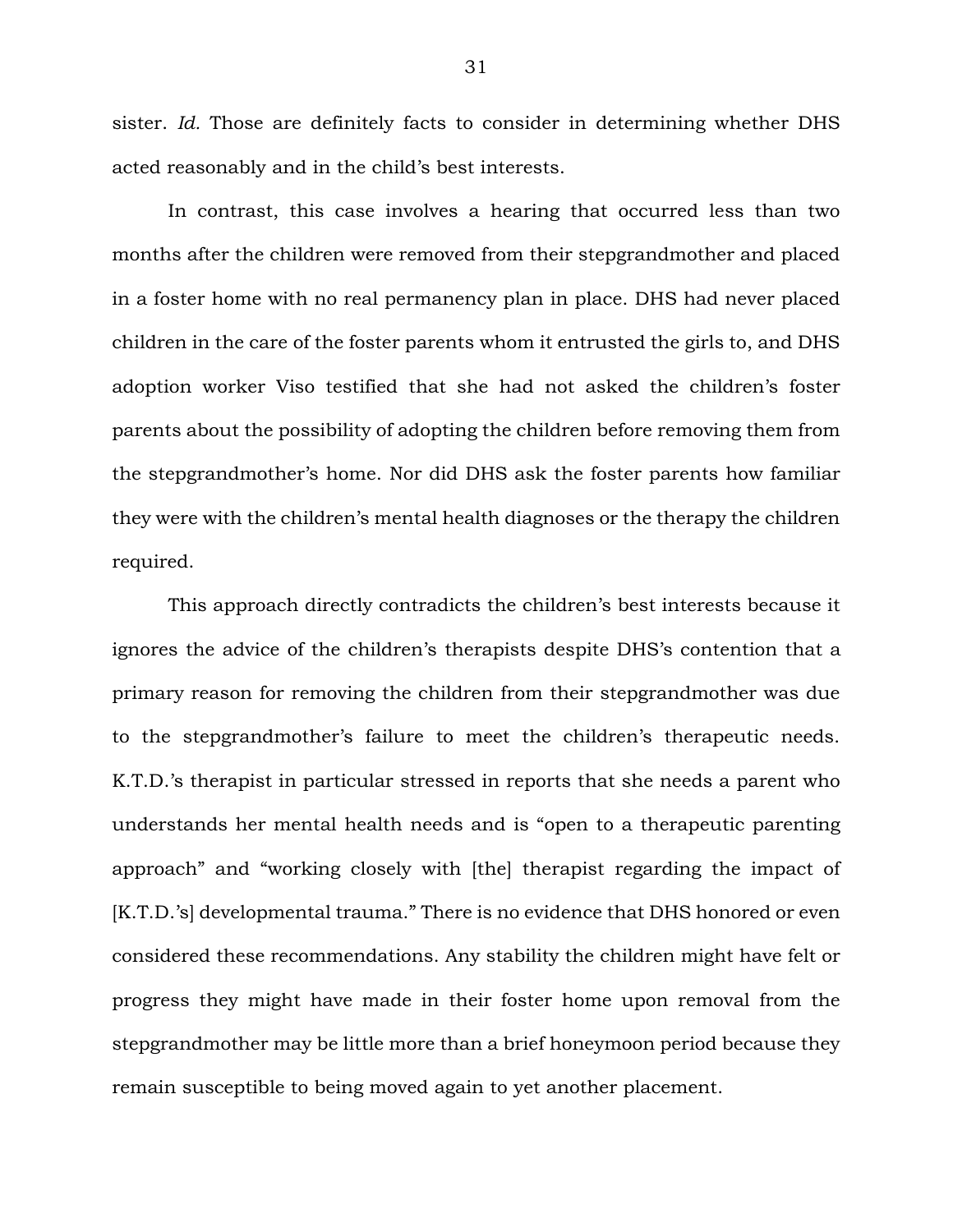sister. *Id.* Those are definitely facts to consider in determining whether DHS acted reasonably and in the child's best interests.

In contrast, this case involves a hearing that occurred less than two months after the children were removed from their stepgrandmother and placed in a foster home with no real permanency plan in place. DHS had never placed children in the care of the foster parents whom it entrusted the girls to, and DHS adoption worker Viso testified that she had not asked the children's foster parents about the possibility of adopting the children before removing them from the stepgrandmother's home. Nor did DHS ask the foster parents how familiar they were with the children's mental health diagnoses or the therapy the children required.

This approach directly contradicts the children's best interests because it ignores the advice of the children's therapists despite DHS's contention that a primary reason for removing the children from their stepgrandmother was due to the stepgrandmother's failure to meet the children's therapeutic needs. K.T.D.'s therapist in particular stressed in reports that she needs a parent who understands her mental health needs and is "open to a therapeutic parenting approach" and "working closely with [the] therapist regarding the impact of [K.T.D.'s] developmental trauma." There is no evidence that DHS honored or even considered these recommendations. Any stability the children might have felt or progress they might have made in their foster home upon removal from the stepgrandmother may be little more than a brief honeymoon period because they remain susceptible to being moved again to yet another placement.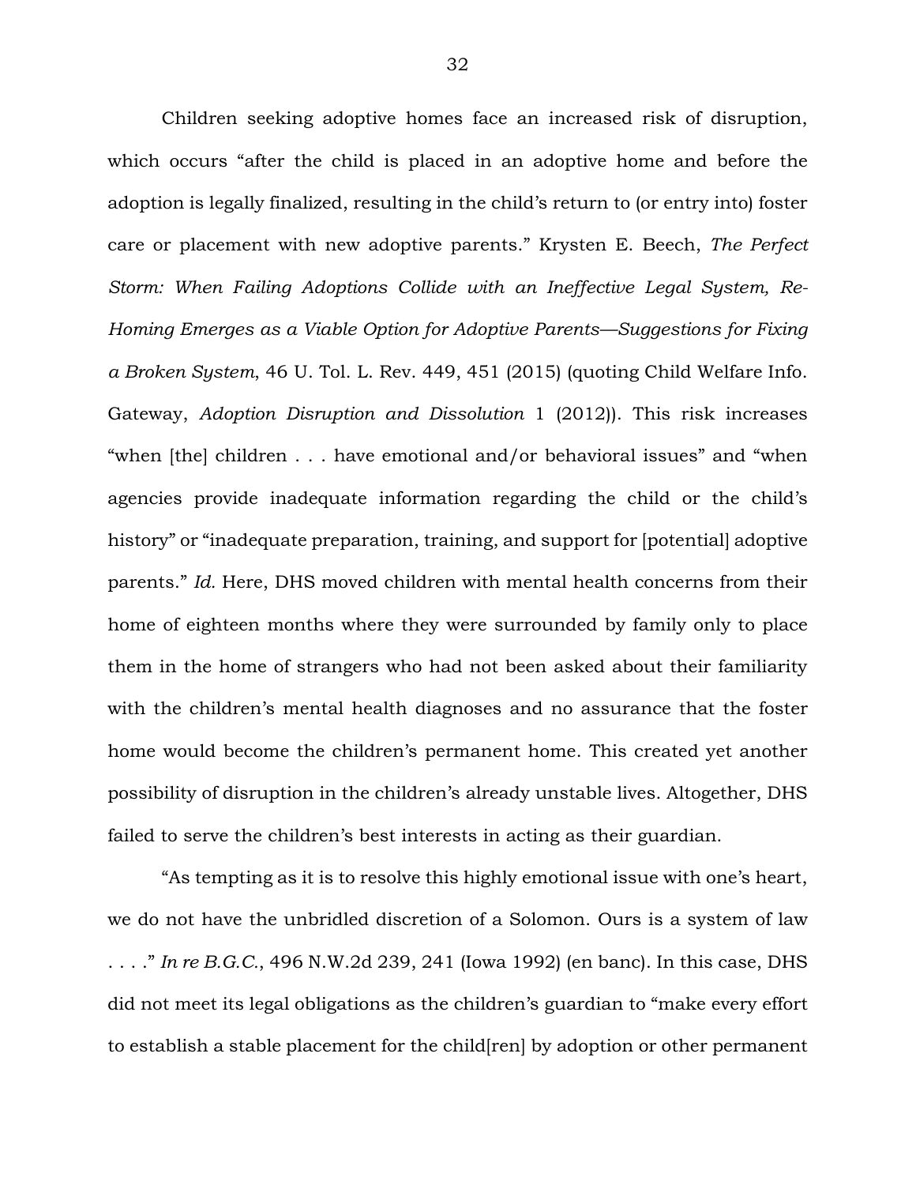Children seeking adoptive homes face an increased risk of disruption, which occurs "after the child is placed in an adoptive home and before the adoption is legally finalized, resulting in the child's return to (or entry into) foster care or placement with new adoptive parents." Krysten E. Beech, *The Perfect Storm: When Failing Adoptions Collide with an Ineffective Legal System, Re-Homing Emerges as a Viable Option for Adoptive Parents—Suggestions for Fixing a Broken System*, 46 U. Tol. L. Rev. 449, 451 (2015) (quoting Child Welfare Info. Gateway, *Adoption Disruption and Dissolution* 1 (2012)). This risk increases "when [the] children . . . have emotional and/or behavioral issues" and "when agencies provide inadequate information regarding the child or the child's history" or "inadequate preparation, training, and support for [potential] adoptive parents." *Id.* Here, DHS moved children with mental health concerns from their home of eighteen months where they were surrounded by family only to place them in the home of strangers who had not been asked about their familiarity with the children's mental health diagnoses and no assurance that the foster home would become the children's permanent home. This created yet another possibility of disruption in the children's already unstable lives. Altogether, DHS failed to serve the children's best interests in acting as their guardian.

"As tempting as it is to resolve this highly emotional issue with one's heart, we do not have the unbridled discretion of a Solomon. Ours is a system of law . . . ." *In re B.G.C.*, 496 N.W.2d 239, 241 (Iowa 1992) (en banc). In this case, DHS did not meet its legal obligations as the children's guardian to "make every effort to establish a stable placement for the child[ren] by adoption or other permanent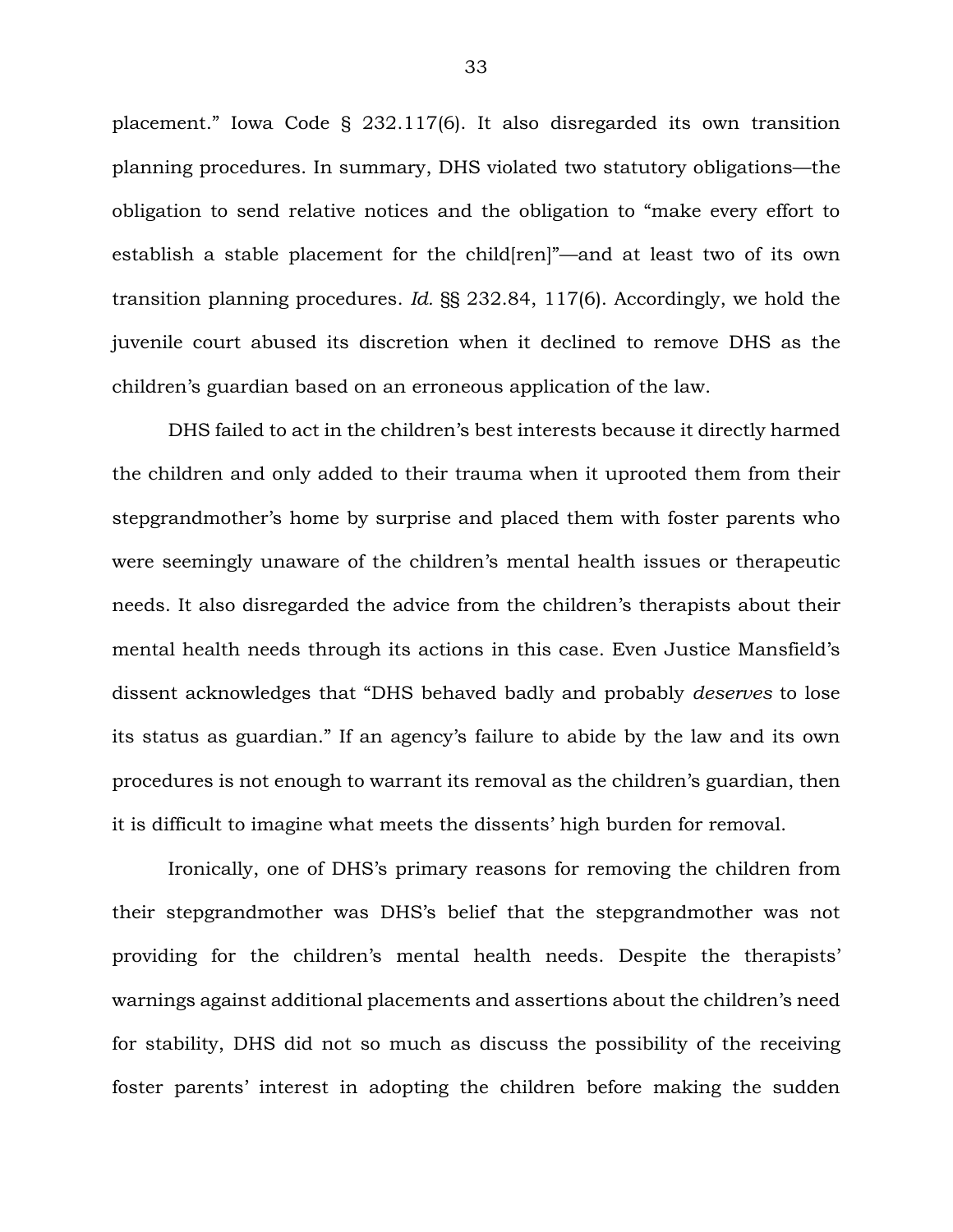placement." Iowa Code § 232.117(6). It also disregarded its own transition planning procedures. In summary, DHS violated two statutory obligations—the obligation to send relative notices and the obligation to "make every effort to establish a stable placement for the child[ren]"—and at least two of its own transition planning procedures. *Id.* §§ 232.84, 117(6). Accordingly, we hold the juvenile court abused its discretion when it declined to remove DHS as the children's guardian based on an erroneous application of the law.

DHS failed to act in the children's best interests because it directly harmed the children and only added to their trauma when it uprooted them from their stepgrandmother's home by surprise and placed them with foster parents who were seemingly unaware of the children's mental health issues or therapeutic needs. It also disregarded the advice from the children's therapists about their mental health needs through its actions in this case. Even Justice Mansfield's dissent acknowledges that "DHS behaved badly and probably *deserves* to lose its status as guardian." If an agency's failure to abide by the law and its own procedures is not enough to warrant its removal as the children's guardian, then it is difficult to imagine what meets the dissents' high burden for removal.

Ironically, one of DHS's primary reasons for removing the children from their stepgrandmother was DHS's belief that the stepgrandmother was not providing for the children's mental health needs. Despite the therapists' warnings against additional placements and assertions about the children's need for stability, DHS did not so much as discuss the possibility of the receiving foster parents' interest in adopting the children before making the sudden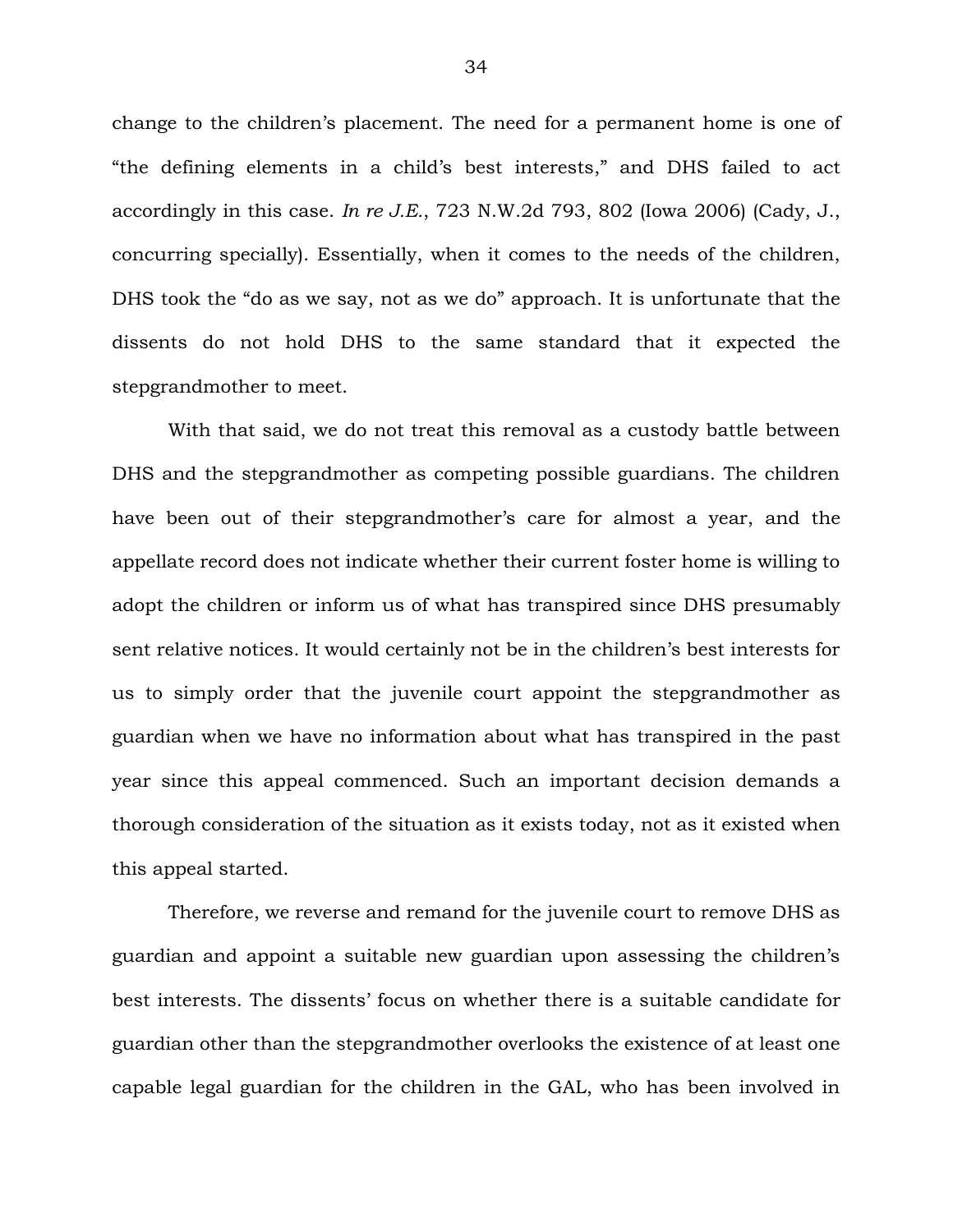change to the children's placement. The need for a permanent home is one of "the defining elements in a child's best interests," and DHS failed to act accordingly in this case. *In re J.E.*, 723 N.W.2d 793, 802 (Iowa 2006) (Cady, J., concurring specially). Essentially, when it comes to the needs of the children, DHS took the "do as we say, not as we do" approach. It is unfortunate that the dissents do not hold DHS to the same standard that it expected the stepgrandmother to meet.

With that said, we do not treat this removal as a custody battle between DHS and the stepgrandmother as competing possible guardians. The children have been out of their stepgrandmother's care for almost a year, and the appellate record does not indicate whether their current foster home is willing to adopt the children or inform us of what has transpired since DHS presumably sent relative notices. It would certainly not be in the children's best interests for us to simply order that the juvenile court appoint the stepgrandmother as guardian when we have no information about what has transpired in the past year since this appeal commenced. Such an important decision demands a thorough consideration of the situation as it exists today, not as it existed when this appeal started.

Therefore, we reverse and remand for the juvenile court to remove DHS as guardian and appoint a suitable new guardian upon assessing the children's best interests. The dissents' focus on whether there is a suitable candidate for guardian other than the stepgrandmother overlooks the existence of at least one capable legal guardian for the children in the GAL, who has been involved in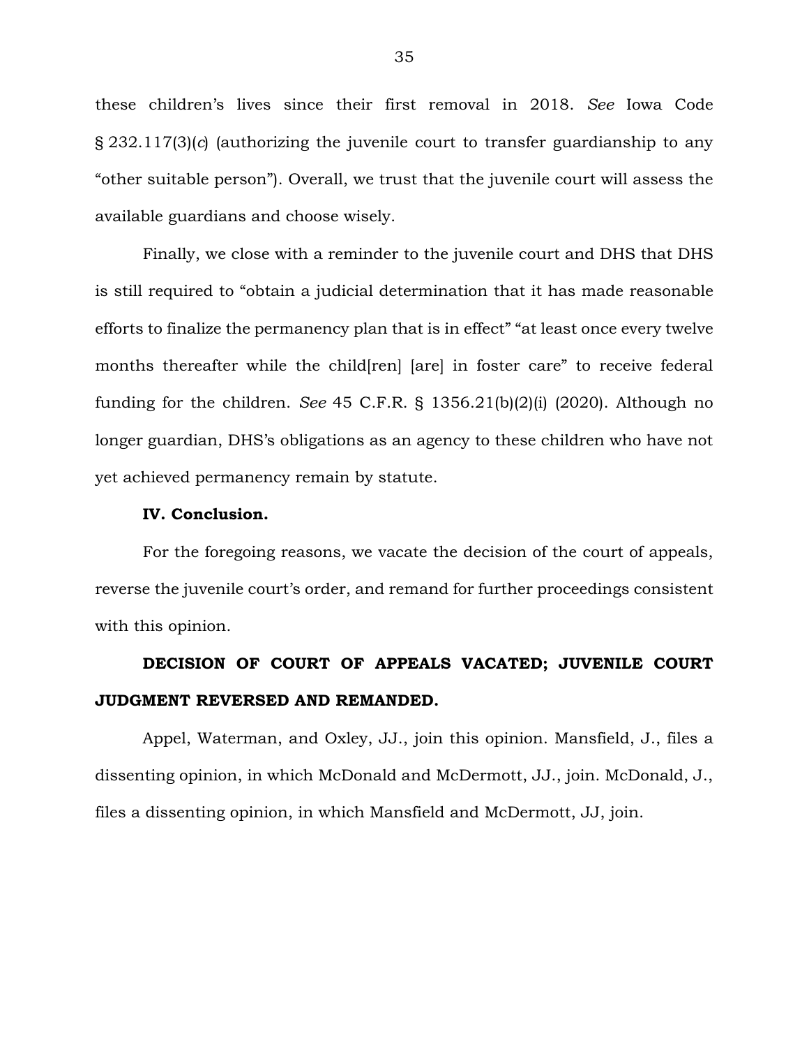these children's lives since their first removal in 2018. *See* Iowa Code § 232.117(3)(*c*) (authorizing the juvenile court to transfer guardianship to any "other suitable person"). Overall, we trust that the juvenile court will assess the available guardians and choose wisely.

Finally, we close with a reminder to the juvenile court and DHS that DHS is still required to "obtain a judicial determination that it has made reasonable efforts to finalize the permanency plan that is in effect" "at least once every twelve months thereafter while the child[ren] [are] in foster care" to receive federal funding for the children. *See* 45 C.F.R. § 1356.21(b)(2)(i) (2020). Although no longer guardian, DHS's obligations as an agency to these children who have not yet achieved permanency remain by statute.

**IV. Conclusion.**

For the foregoing reasons, we vacate the decision of the court of appeals, reverse the juvenile court's order, and remand for further proceedings consistent with this opinion.

**DECISION OF COURT OF APPEALS VACATED; JUVENILE COURT JUDGMENT REVERSED AND REMANDED.**

Appel, Waterman, and Oxley, JJ., join this opinion. Mansfield, J., files a dissenting opinion, in which McDonald and McDermott, JJ., join. McDonald, J., files a dissenting opinion, in which Mansfield and McDermott, JJ, join.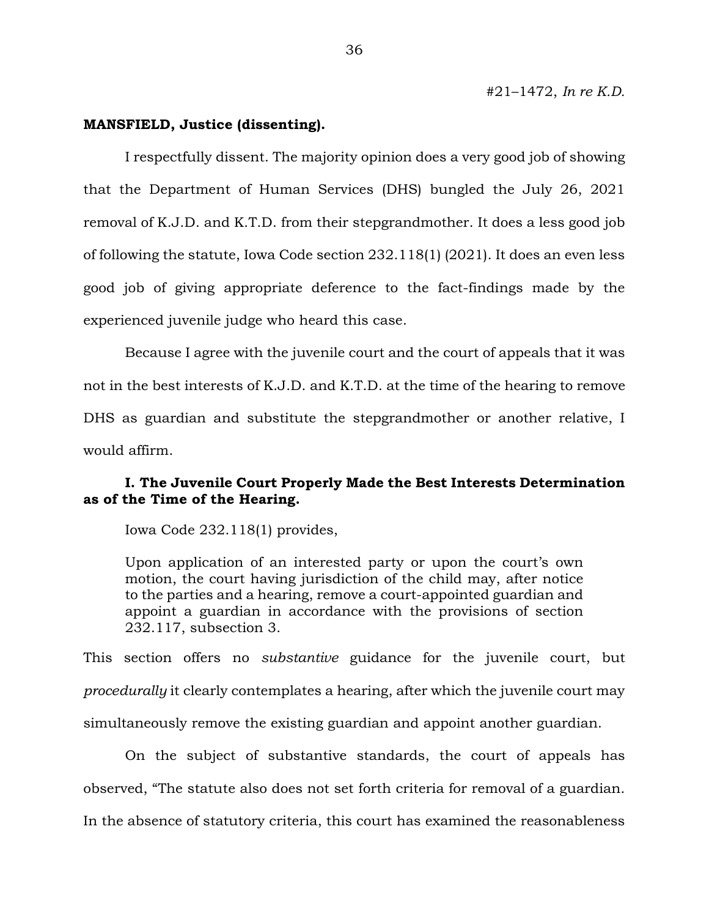#21–1472, *In re K.D.*

**MANSFIELD, Justice (dissenting).**

I respectfully dissent. The majority opinion does a very good job of showing that the Department of Human Services (DHS) bungled the July 26, 2021 removal of K.J.D. and K.T.D. from their stepgrandmother. It does a less good job of following the statute, Iowa Code section 232.118(1) (2021). It does an even less good job of giving appropriate deference to the fact-findings made by the experienced juvenile judge who heard this case.

Because I agree with the juvenile court and the court of appeals that it was not in the best interests of K.J.D. and K.T.D. at the time of the hearing to remove DHS as guardian and substitute the stepgrandmother or another relative, I would affirm.

## I. The Juvenile Court Properly Made the Best Interests Determination as of the Time of the Hearing.

Iowa Code 232.118(1) provides,

> Upon application of an interested party or upon the court's own motion, the court having jurisdiction of the child may, after notice to the parties and a hearing, remove a court-appointed guardian and appoint a guardian in accordance with the provisions of section 232.117, subsection 3.

This section offers no *substantive* guidance for the juvenile court, but *procedurally* it clearly contemplates a hearing, after which the juvenile court may simultaneously remove the existing guardian and appoint another guardian.

On the subject of substantive standards, the court of appeals has observed, "The statute also does not set forth criteria for removal of a guardian. In the absence of statutory criteria, this court has examined the reasonableness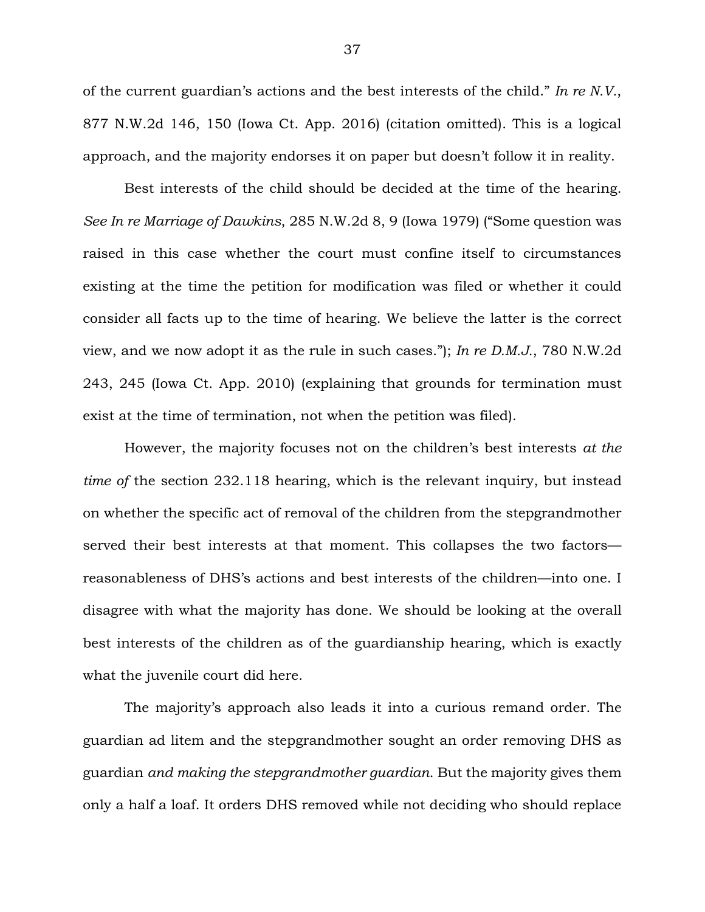of the current guardian's actions and the best interests of the child." *In re N.V.*, 877 N.W.2d 146, 150 (Iowa Ct. App. 2016) (citation omitted). This is a logical approach, and the majority endorses it on paper but doesn't follow it in reality.

Best interests of the child should be decided at the time of the hearing. *See In re Marriage of Dawkins*, 285 N.W.2d 8, 9 (Iowa 1979) ("Some question was raised in this case whether the court must confine itself to circumstances existing at the time the petition for modification was filed or whether it could consider all facts up to the time of hearing. We believe the latter is the correct view, and we now adopt it as the rule in such cases."); *In re D.M.J.,* 780 N.W.2d 243, 245 (Iowa Ct. App. 2010) (explaining that grounds for termination must exist at the time of termination, not when the petition was filed).

However, the majority focuses not on the children's best interests *at the time of* the section 232.118 hearing, which is the relevant inquiry, but instead on whether the specific act of removal of the children from the stepgrandmother served their best interests at that moment. This collapses the two factors—reasonableness of DHS's actions and best interests of the children—into one. I disagree with what the majority has done. We should be looking at the overall best interests of the children as of the guardianship hearing, which is exactly what the juvenile court did here.

The majority's approach also leads it into a curious remand order. The guardian ad litem and the stepgrandmother sought an order removing DHS as guardian *and making the stepgrandmother guardian*. But the majority gives them only a half a loaf. It orders DHS removed while not deciding who should replace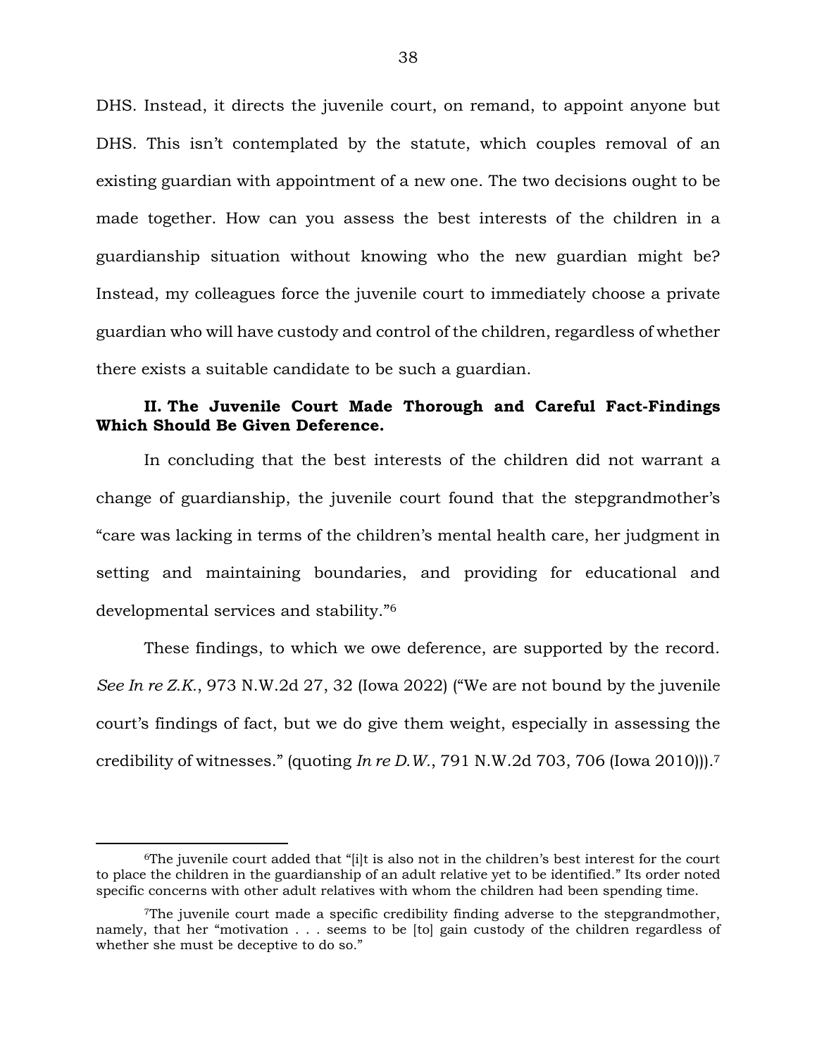DHS. Instead, it directs the juvenile court, on remand, to appoint anyone but DHS. This isn't contemplated by the statute, which couples removal of an existing guardian with appointment of a new one. The two decisions ought to be made together. How can you assess the best interests of the children in a guardianship situation without knowing who the new guardian might be? Instead, my colleagues force the juvenile court to immediately choose a private guardian who will have custody and control of the children, regardless of whether there exists a suitable candidate to be such a guardian.

### II. The Juvenile Court Made Thorough and Careful Fact-Findings Which Should Be Given Deference.

In concluding that the best interests of the children did not warrant a change of guardianship, the juvenile court found that the stepgrandmother's "care was lacking in terms of the children's mental health care, her judgment in setting and maintaining boundaries, and providing for educational and developmental services and stability."[6]

These findings, to which we owe deference, are supported by the record. *See In re Z.K.*, 973 N.W.2d 27, 32 (Iowa 2022) ("We are not bound by the juvenile court's findings of fact, but we do give them weight, especially in assessing the credibility of witnesses." (quoting *In re D.W.*, 791 N.W.2d 703, 706 (Iowa 2010))).[7]

---

[6]The juvenile court added that "[i]t is also not in the children's best interest for the court to place the children in the guardianship of an adult relative yet to be identified." Its order noted specific concerns with other adult relatives with whom the children had been spending time.

[7]The juvenile court made a specific credibility finding adverse to the stepgrandmother, namely, that her "motivation . . . seems to be [to] gain custody of the children regardless of whether she must be deceptive to do so."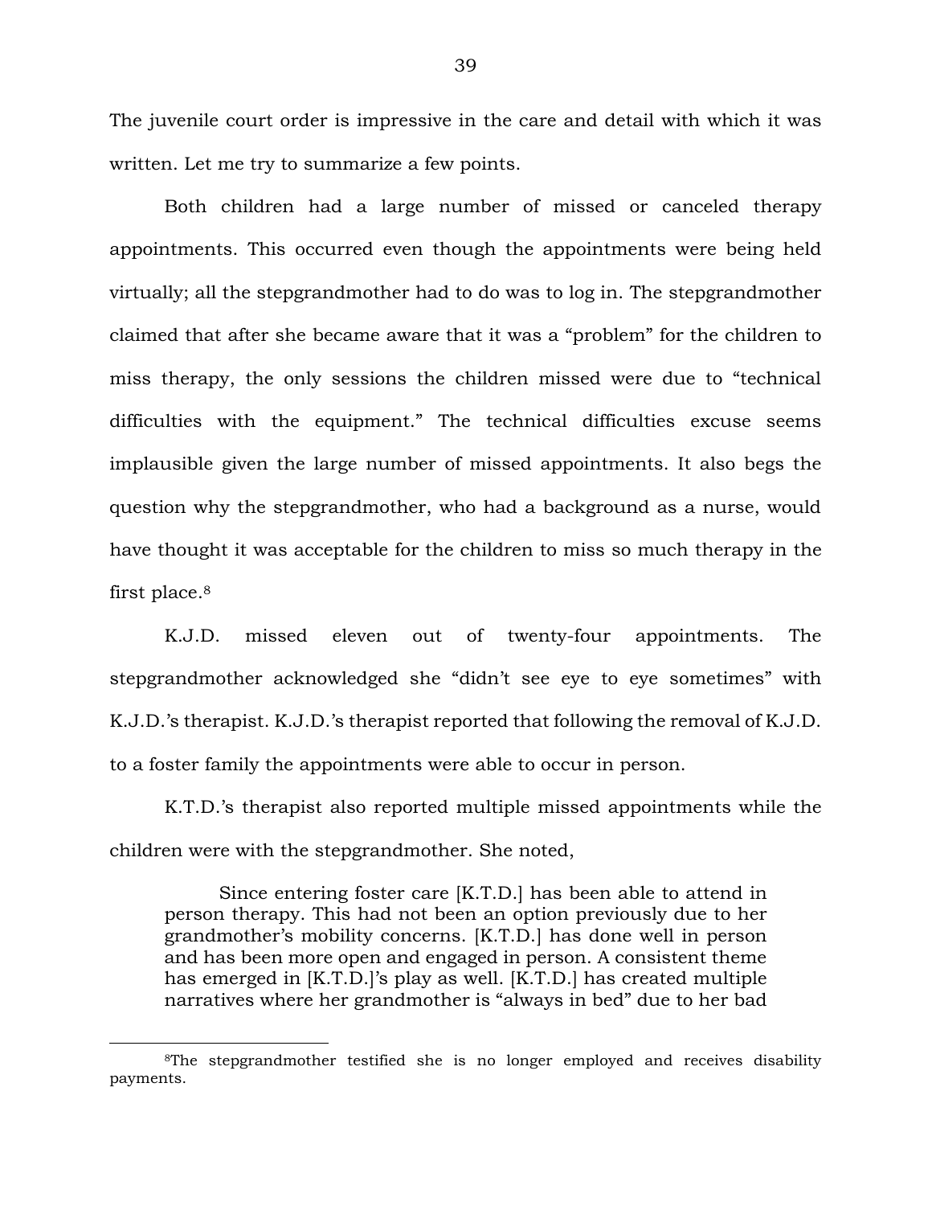The juvenile court order is impressive in the care and detail with which it was written. Let me try to summarize a few points.

Both children had a large number of missed or canceled therapy appointments. This occurred even though the appointments were being held virtually; all the stepgrandmother had to do was to log in. The stepgrandmother claimed that after she became aware that it was a "problem" for the children to miss therapy, the only sessions the children missed were due to "technical difficulties with the equipment." The technical difficulties excuse seems implausible given the large number of missed appointments. It also begs the question why the stepgrandmother, who had a background as a nurse, would have thought it was acceptable for the children to miss so much therapy in the first place.[8]

K.J.D. missed eleven out of twenty-four appointments. The stepgrandmother acknowledged she "didn't see eye to eye sometimes" with K.J.D.'s therapist. K.J.D.'s therapist reported that following the removal of K.J.D. to a foster family the appointments were able to occur in person.

K.T.D.'s therapist also reported multiple missed appointments while the children were with the stepgrandmother. She noted,

> Since entering foster care [K.T.D.] has been able to attend in person therapy. This had not been an option previously due to her grandmother's mobility concerns. [K.T.D.] has done well in person and has been more open and engaged in person. A consistent theme has emerged in [K.T.D.]'s play as well. [K.T.D.] has created multiple narratives where her grandmother is "always in bed" due to her bad

---

[8]The stepgrandmother testified she is no longer employed and receives disability payments.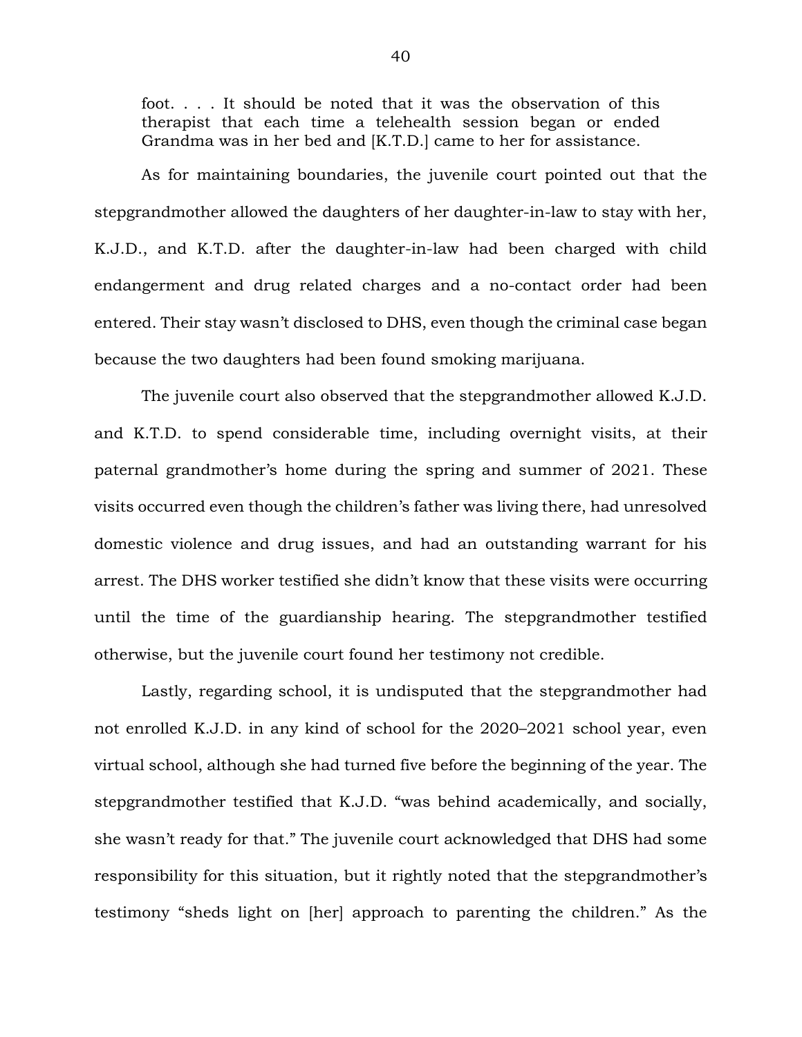> foot. . . . It should be noted that it was the observation of this therapist that each time a telehealth session began or ended Grandma was in her bed and [K.T.D.] came to her for assistance.

As for maintaining boundaries, the juvenile court pointed out that the stepgrandmother allowed the daughters of her daughter-in-law to stay with her, K.J.D., and K.T.D. after the daughter-in-law had been charged with child endangerment and drug related charges and a no-contact order had been entered. Their stay wasn't disclosed to DHS, even though the criminal case began because the two daughters had been found smoking marijuana.

The juvenile court also observed that the stepgrandmother allowed K.J.D. and K.T.D. to spend considerable time, including overnight visits, at their paternal grandmother's home during the spring and summer of 2021. These visits occurred even though the children's father was living there, had unresolved domestic violence and drug issues, and had an outstanding warrant for his arrest. The DHS worker testified she didn't know that these visits were occurring until the time of the guardianship hearing. The stepgrandmother testified otherwise, but the juvenile court found her testimony not credible.

Lastly, regarding school, it is undisputed that the stepgrandmother had not enrolled K.J.D. in any kind of school for the 2020–2021 school year, even virtual school, although she had turned five before the beginning of the year. The stepgrandmother testified that K.J.D. "was behind academically, and socially, she wasn't ready for that." The juvenile court acknowledged that DHS had some responsibility for this situation, but it rightly noted that the stepgrandmother's testimony "sheds light on [her] approach to parenting the children." As the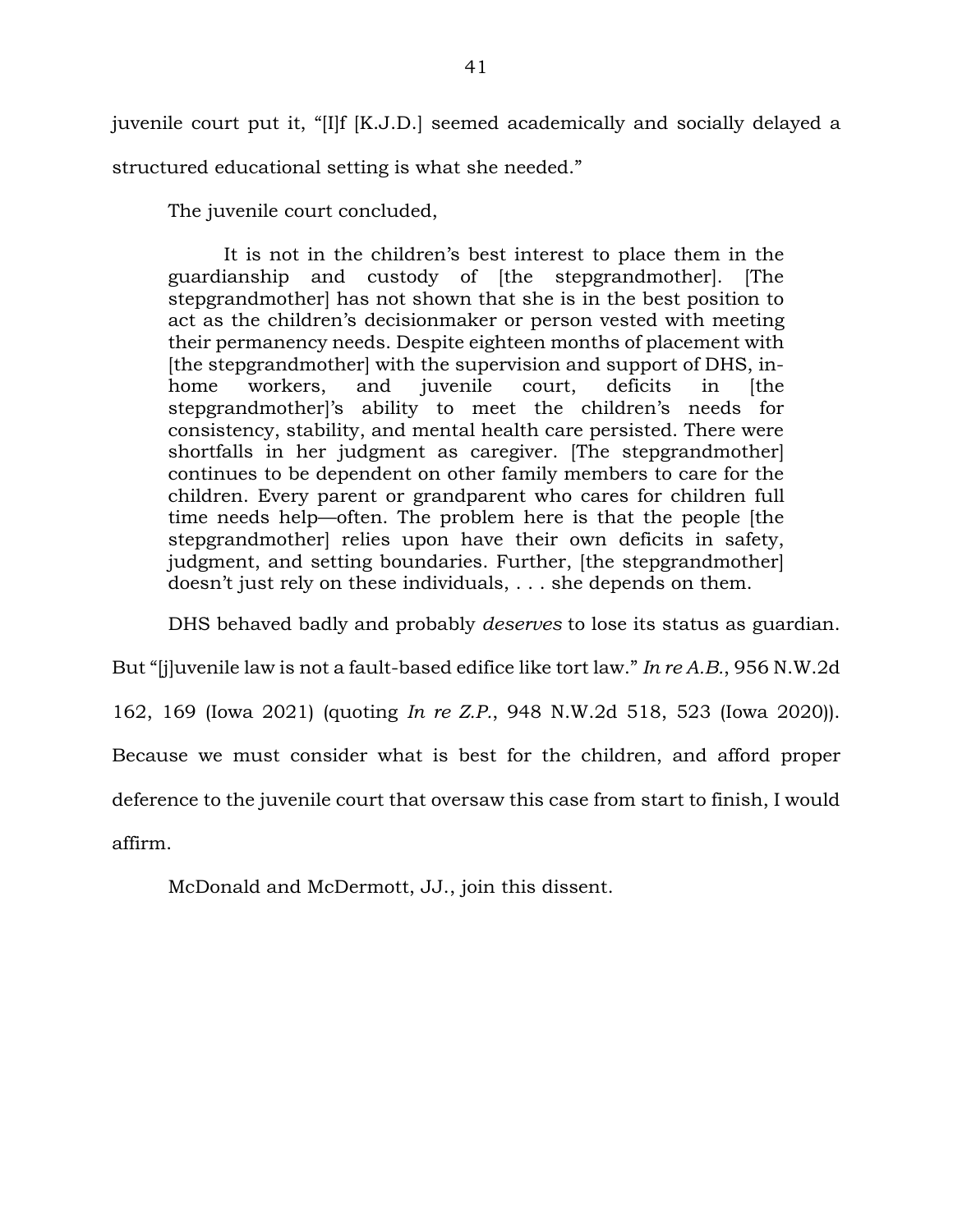juvenile court put it, "[I]f [K.J.D.] seemed academically and socially delayed a structured educational setting is what she needed."

The juvenile court concluded,

> It is not in the children's best interest to place them in the guardianship and custody of [the stepgrandmother]. [The stepgrandmother] has not shown that she is in the best position to act as the children's decisionmaker or person vested with meeting their permanency needs. Despite eighteen months of placement with [the stepgrandmother] with the supervision and support of DHS, in-home workers, and juvenile court, deficits in [the stepgrandmother]'s ability to meet the children's needs for consistency, stability, and mental health care persisted. There were shortfalls in her judgment as caregiver. [The stepgrandmother] continues to be dependent on other family members to care for the children. Every parent or grandparent who cares for children full time needs help—often. The problem here is that the people [the stepgrandmother] relies upon have their own deficits in safety, judgment, and setting boundaries. Further, [the stepgrandmother] doesn't just rely on these individuals, . . . she depends on them.

DHS behaved badly and probably *deserves* to lose its status as guardian. But "[j]uvenile law is not a fault-based edifice like tort law." *In re A.B.*, 956 N.W.2d 162, 169 (Iowa 2021) (quoting *In re Z.P.*, 948 N.W.2d 518, 523 (Iowa 2020)). Because we must consider what is best for the children, and afford proper deference to the juvenile court that oversaw this case from start to finish, I would affirm.

McDonald and McDermott, JJ., join this dissent.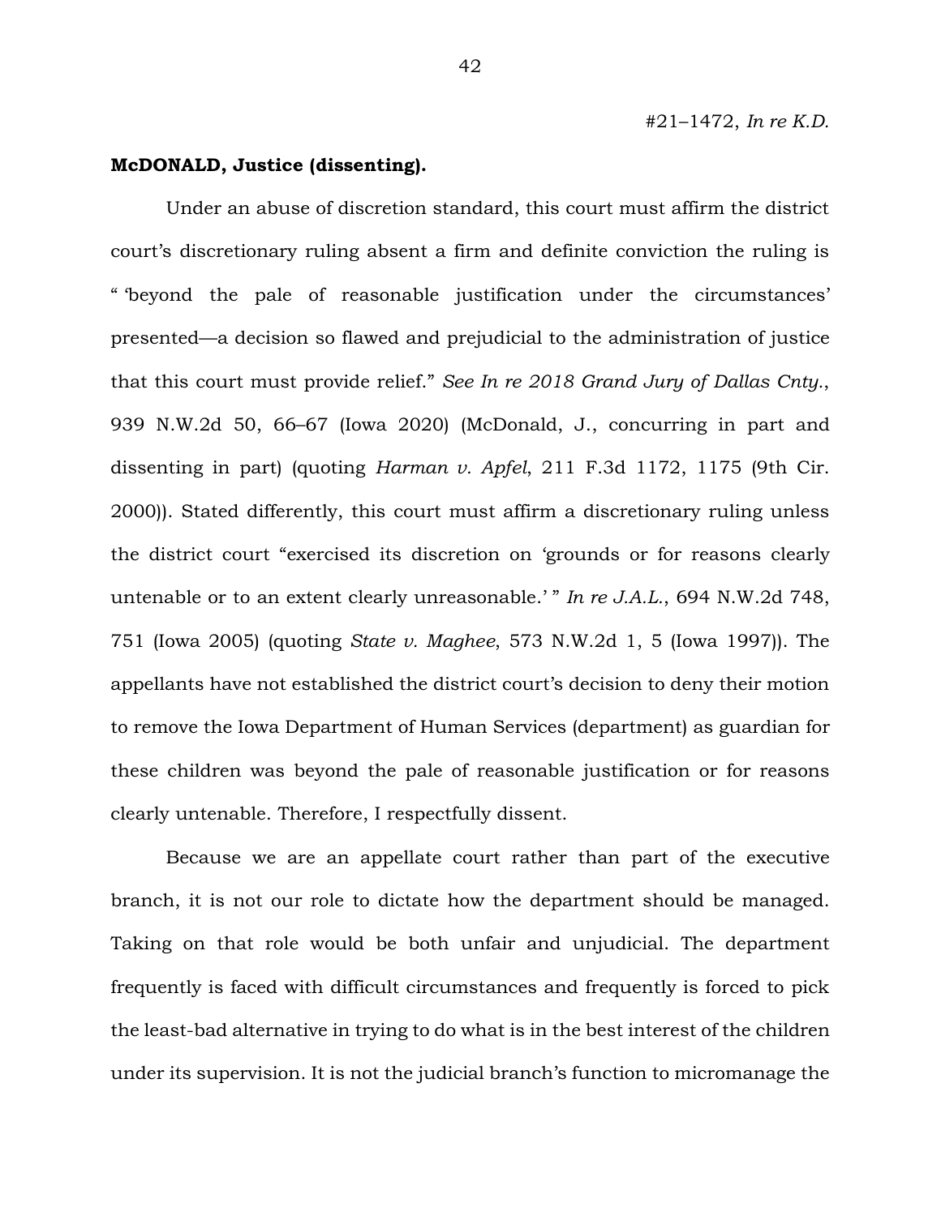#21–1472, *In re K.D.*

**McDONALD, Justice (dissenting).**

Under an abuse of discretion standard, this court must affirm the district court's discretionary ruling absent a firm and definite conviction the ruling is " 'beyond the pale of reasonable justification under the circumstances' presented—a decision so flawed and prejudicial to the administration of justice that this court must provide relief." *See In re 2018 Grand Jury of Dallas Cnty.*, 939 N.W.2d 50, 66–67 (Iowa 2020) (McDonald, J., concurring in part and dissenting in part) (quoting *Harman v. Apfel*, 211 F.3d 1172, 1175 (9th Cir. 2000)). Stated differently, this court must affirm a discretionary ruling unless the district court "exercised its discretion on 'grounds or for reasons clearly untenable or to an extent clearly unreasonable.' " *In re J.A.L.*, 694 N.W.2d 748, 751 (Iowa 2005) (quoting *State v. Maghee*, 573 N.W.2d 1, 5 (Iowa 1997)). The appellants have not established the district court's decision to deny their motion to remove the Iowa Department of Human Services (department) as guardian for these children was beyond the pale of reasonable justification or for reasons clearly untenable. Therefore, I respectfully dissent.

Because we are an appellate court rather than part of the executive branch, it is not our role to dictate how the department should be managed. Taking on that role would be both unfair and unjudicial. The department frequently is faced with difficult circumstances and frequently is forced to pick the least-bad alternative in trying to do what is in the best interest of the children under its supervision. It is not the judicial branch's function to micromanage the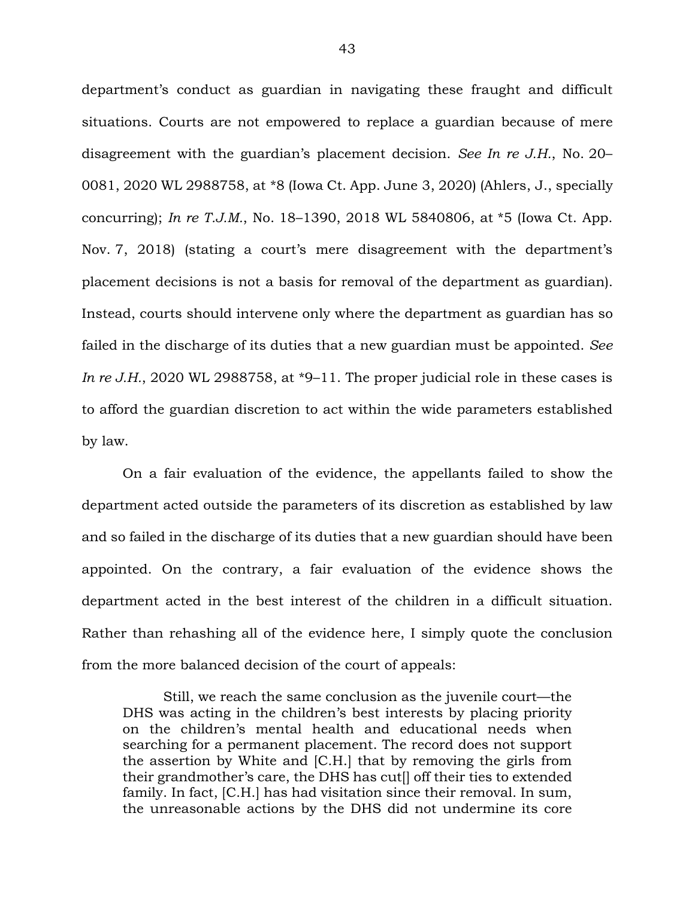department's conduct as guardian in navigating these fraught and difficult situations. Courts are not empowered to replace a guardian because of mere disagreement with the guardian's placement decision. *See In re J.H.*, No. 20–0081, 2020 WL 2988758, at *8 (Iowa Ct. App. June 3, 2020) (Ahlers, J., specially concurring); *In re T.J.M.*, No. 18–1390, 2018 WL 5840806, at *5 (Iowa Ct. App. Nov. 7, 2018) (stating a court's mere disagreement with the department's placement decisions is not a basis for removal of the department as guardian). Instead, courts should intervene only where the department as guardian has so failed in the discharge of its duties that a new guardian must be appointed. *See In re J.H.*, 2020 WL 2988758, at *9–11. The proper judicial role in these cases is to afford the guardian discretion to act within the wide parameters established by law.

On a fair evaluation of the evidence, the appellants failed to show the department acted outside the parameters of its discretion as established by law and so failed in the discharge of its duties that a new guardian should have been appointed. On the contrary, a fair evaluation of the evidence shows the department acted in the best interest of the children in a difficult situation. Rather than rehashing all of the evidence here, I simply quote the conclusion from the more balanced decision of the court of appeals:

> Still, we reach the same conclusion as the juvenile court—the DHS was acting in the children's best interests by placing priority on the children's mental health and educational needs when searching for a permanent placement. The record does not support the assertion by White and [C.H.] that by removing the girls from their grandmother's care, the DHS has cut[] off their ties to extended family. In fact, [C.H.] has had visitation since their removal. In sum, the unreasonable actions by the DHS did not undermine its core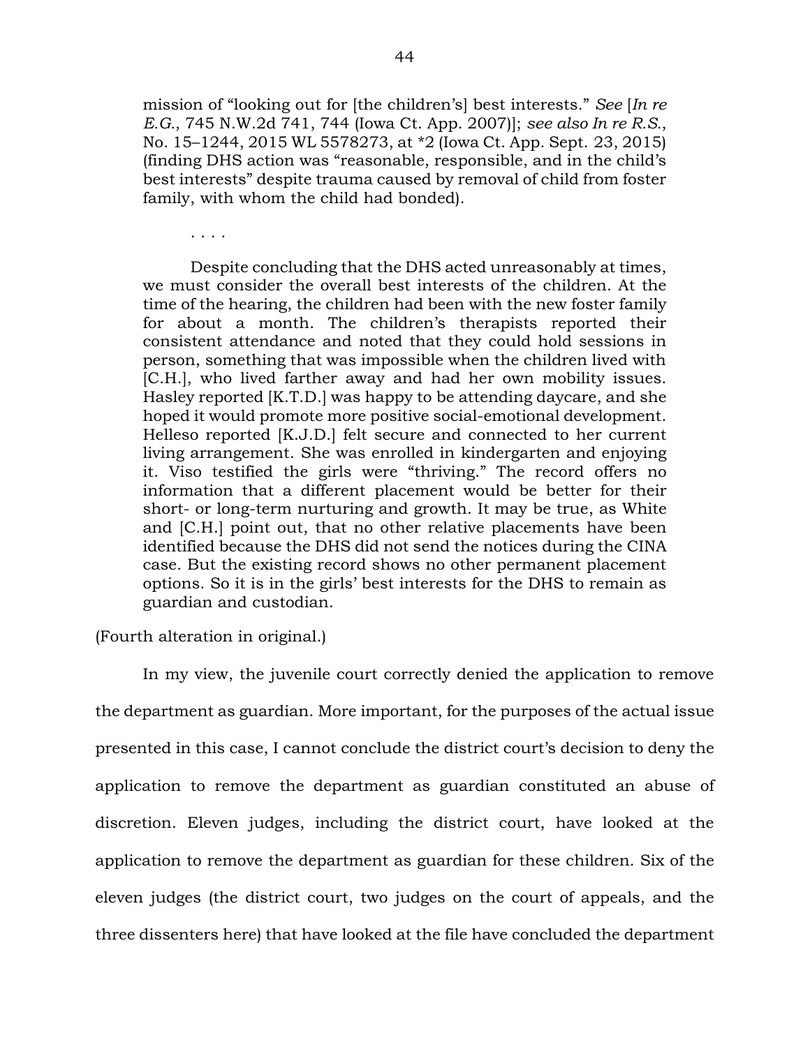> mission of "looking out for [the children's] best interests." *See* [*In re E.G.*, 745 N.W.2d 741, 744 (Iowa Ct. App. 2007)]; *see also In re R.S.*, No. 15–1244, 2015 WL 5578273, at *2 (Iowa Ct. App. Sept. 23, 2015) (finding DHS action was "reasonable, responsible, and in the child's best interests" despite trauma caused by removal of child from foster family, with whom the child had bonded).
>
> . . . .
>
> Despite concluding that the DHS acted unreasonably at times, we must consider the overall best interests of the children. At the time of the hearing, the children had been with the new foster family for about a month. The children's therapists reported their consistent attendance and noted that they could hold sessions in person, something that was impossible when the children lived with [C.H.], who lived farther away and had her own mobility issues. Hasley reported [K.T.D.] was happy to be attending daycare, and she hoped it would promote more positive social-emotional development. Helleso reported [K.J.D.] felt secure and connected to her current living arrangement. She was enrolled in kindergarten and enjoying it. Viso testified the girls were "thriving." The record offers no information that a different placement would be better for their short- or long-term nurturing and growth. It may be true, as White and [C.H.] point out, that no other relative placements have been identified because the DHS did not send the notices during the CINA case. But the existing record shows no other permanent placement options. So it is in the girls' best interests for the DHS to remain as guardian and custodian.

(Fourth alteration in original.)

In my view, the juvenile court correctly denied the application to remove the department as guardian. More important, for the purposes of the actual issue presented in this case, I cannot conclude the district court's decision to deny the application to remove the department as guardian constituted an abuse of discretion. Eleven judges, including the district court, have looked at the application to remove the department as guardian for these children. Six of the eleven judges (the district court, two judges on the court of appeals, and the three dissenters here) that have looked at the file have concluded the department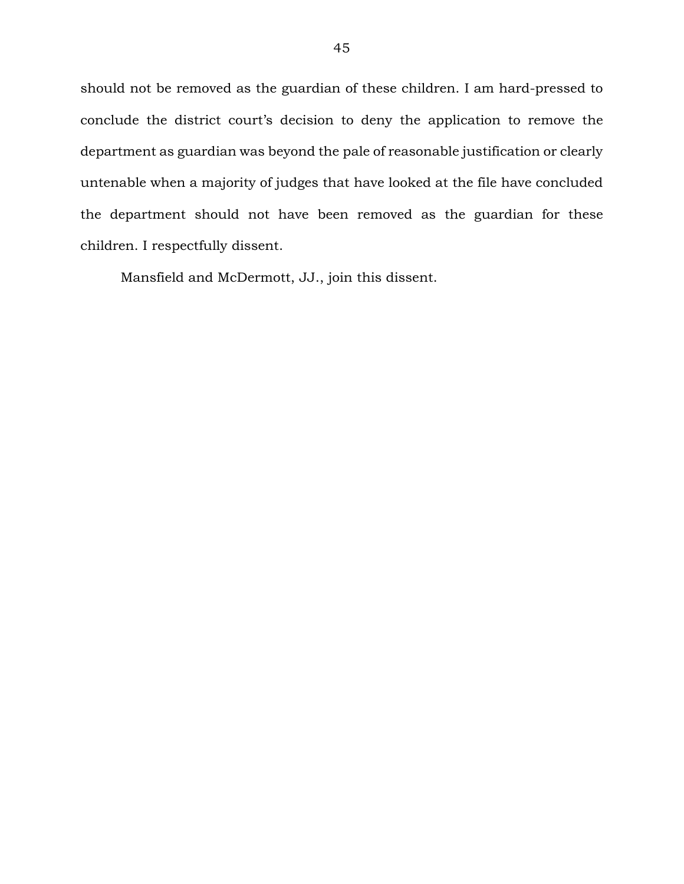should not be removed as the guardian of these children. I am hard-pressed to conclude the district court's decision to deny the application to remove the department as guardian was beyond the pale of reasonable justification or clearly untenable when a majority of judges that have looked at the file have concluded the department should not have been removed as the guardian for these children. I respectfully dissent.

Mansfield and McDermott, JJ., join this dissent.